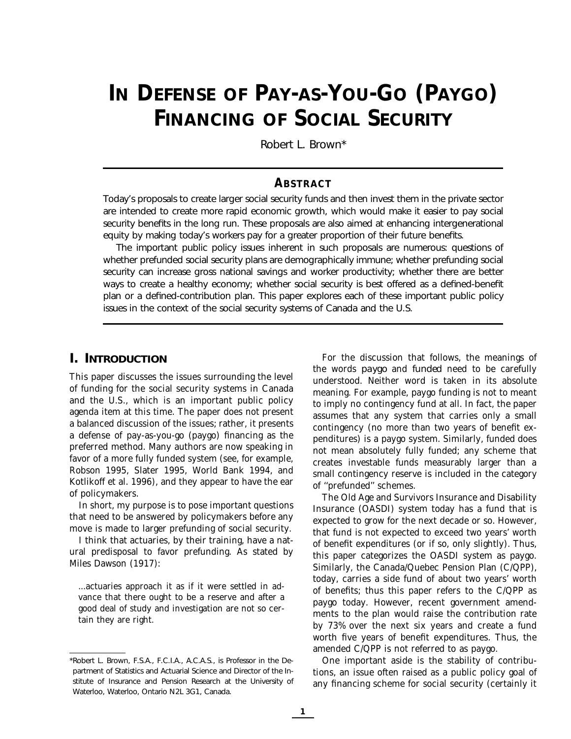# IN DEFENSE OF PAY-AS-YOU-GO (PAYGO) FINANCING OF SOCIAL SECURITY

Robert L. Brown*

## ABSTRACT

Today's proposals to create larger social security funds and then invest them in the private sector are intended to create more rapid economic growth, which would make it easier to pay social security benefits in the long run. These proposals are also aimed at enhancing intergenerational equity by making today's workers pay for a greater proportion of their future benefits.

The important public policy issues inherent in such proposals are numerous: questions of whether prefunded social security plans are demographically immune; whether prefunding social security can increase gross national savings and worker productivity; whether there are better ways to create a healthy economy; whether social security is best offered as a defined-benefit plan or a defined-contribution plan. This paper explores each of these important public policy issues in the context of the social security systems of Canada and the U.S.

## I. INTRODUCTION

This paper discusses the issues surrounding the level of funding for the social security systems in Canada and the U.S., which is an important public policy agenda item at this time. The paper does not present a balanced discussion of the issues; rather, it presents a defense of pay-as-you-go (paygo) financing as the preferred method. Many authors are now speaking in favor of a more fully funded system (see, for example, Robson 1995, Slater 1995, World Bank 1994, and Kotlikoff et al. 1996), and they appear to have the ear of policymakers.

In short, my purpose is to pose important questions that need to be answered by policymakers before any move is made to larger prefunding of social security.

I think that actuaries, by their training, have a natural predisposal to favor prefunding. As stated by Miles Dawson (1917):

> ...actuaries approach it as if it were settled in advance that there ought to be a reserve and after a good deal of study and investigation are not so certain they are right.

For the discussion that follows, the meanings of the words *paygo* and *funded* need to be carefully understood. Neither word is taken in its absolute meaning. For example, paygo funding is not to meant to imply no contingency fund at all. In fact, the paper assumes that any system that carries only a small contingency (no more than two years of benefit expenditures) is a paygo system. Similarly, funded does not mean absolutely fully funded; any scheme that creates investable funds measurably larger than a small contingency reserve is included in the category of "prefunded" schemes.

The Old Age and Survivors Insurance and Disability Insurance (OASDI) system today has a fund that is expected to grow for the next decade or so. However, that fund is not expected to exceed two years' worth of benefit expenditures (or if so, only slightly). Thus, this paper categorizes the OASDI system as paygo. Similarly, the Canada/Quebec Pension Plan (C/QPP), today, carries a side fund of about two years' worth of benefits; thus this paper refers to the C/QPP as paygo today. However, recent government amendments to the plan would raise the contribution rate by 73% over the next six years and create a fund worth five years of benefit expenditures. Thus, the amended C/QPP is not referred to as paygo.

One important aside is the stability of contributions, an issue often raised as a public policy goal of any financing scheme for social security (certainly it

---

*Robert L. Brown, F.S.A., F.C.I.A., A.C.A.S., is Professor in the Department of Statistics and Actuarial Science and Director of the Institute of Insurance and Pension Research at the University of Waterloo, Waterloo, Ontario N2L 3G1, Canada.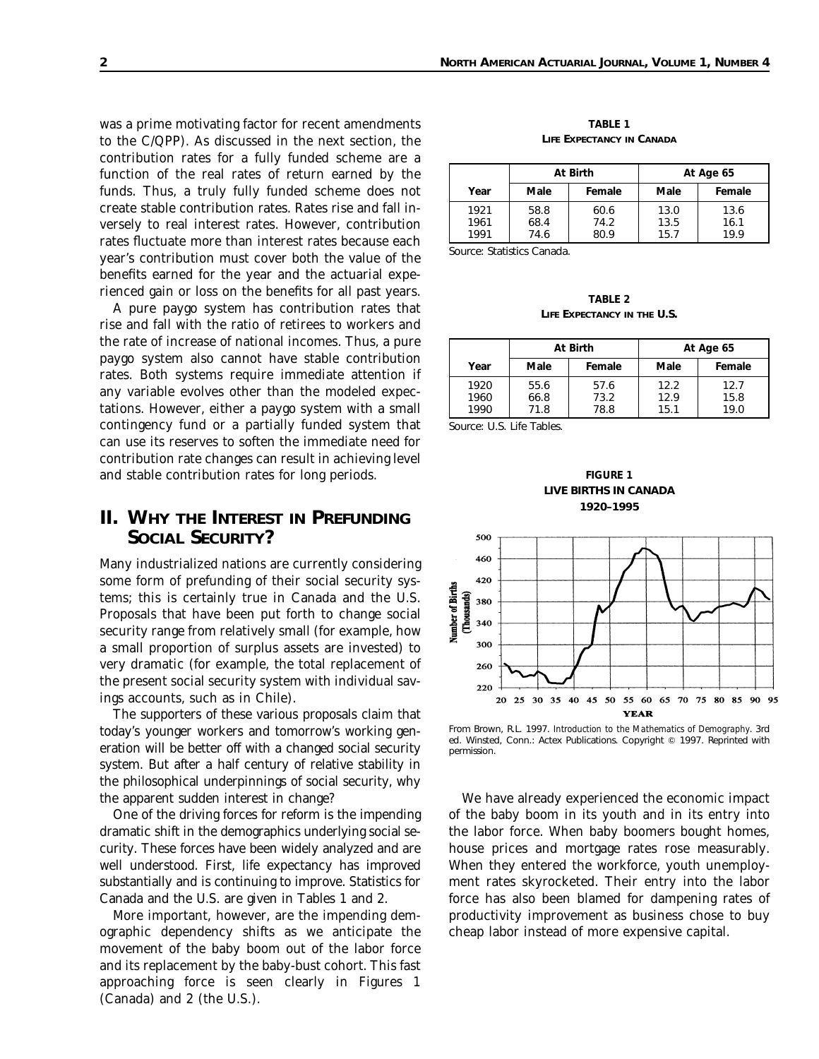was a prime motivating factor for recent amendments to the C/QPP). As discussed in the next section, the contribution rates for a fully funded scheme are a function of the real rates of return earned by the funds. Thus, a truly fully funded scheme does not create stable contribution rates. Rates rise and fall inversely to real interest rates. However, contribution rates fluctuate more than interest rates because each year's contribution must cover both the value of the benefits earned for the year and the actuarial experienced gain or loss on the benefits for all past years.

A pure paygo system has contribution rates that rise and fall with the ratio of retirees to workers and the rate of increase of national incomes. Thus, a pure paygo system also cannot have stable contribution rates. Both systems require immediate attention if any variable evolves other than the modeled expectations. However, either a paygo system with a small contingency fund or a partially funded system that can use its reserves to soften the immediate need for contribution rate changes can result in achieving level and stable contribution rates for long periods.

## II. Why the Interest in Prefunding Social Security?

Many industrialized nations are currently considering some form of prefunding of their social security systems; this is certainly true in Canada and the U.S. Proposals that have been put forth to change social security range from relatively small (for example, how a small proportion of surplus assets are invested) to very dramatic (for example, the total replacement of the present social security system with individual savings accounts, such as in Chile).

The supporters of these various proposals claim that today's younger workers and tomorrow's working generation will be better off with a changed social security system. But after a half century of relative stability in the philosophical underpinnings of social security, why the apparent sudden interest in change?

One of the driving forces for reform is the impending dramatic shift in the demographics underlying social security. These forces have been widely analyzed and are well understood. First, life expectancy has improved substantially and is continuing to improve. Statistics for Canada and the U.S. are given in Tables 1 and 2.

More important, however, are the impending demographic dependency shifts as we anticipate the movement of the baby boom out of the labor force and its replacement by the baby-bust cohort. This fast approaching force is seen clearly in Figures 1 (Canada) and 2 (the U.S.).

**TABLE 1**
**Life Expectancy in Canada**

| | At Birth | | At Age 65 | |
|---|---|---|---|---|
| Year | Male | Female | Male | Female |
| 1921 | 58.8 | 60.6 | 13.0 | 13.6 |
| 1961 | 68.4 | 74.2 | 13.5 | 16.1 |
| 1991 | 74.6 | 80.9 | 15.7 | 19.9 |

Source: Statistics Canada.

**TABLE 2**
**Life Expectancy in the U.S.**

| | At Birth | | At Age 65 | |
|---|---|---|---|---|
| Year | Male | Female | Male | Female |
| 1920 | 55.6 | 57.6 | 12.2 | 12.7 |
| 1960 | 66.8 | 73.2 | 12.9 | 15.8 |
| 1990 | 71.8 | 78.8 | 15.1 | 19.0 |

Source: U.S. Life Tables.

**FIGURE 1**
**LIVE BIRTHS IN CANADA**
**1920–1995**

Number of Births (Thousands)
500
460
420
380
340
300
260
220
20 25 30 35 40 45 50 55 60 65 70 75 80 85 90 95
YEAR

From Brown, R.L. 1997. *Introduction to the Mathematics of Demography*. 3rd ed. Winsted, Conn.: Actex Publications. Copyright © 1997. Reprinted with permission.

We have already experienced the economic impact of the baby boom in its youth and in its entry into the labor force. When baby boomers bought homes, house prices and mortgage rates rose measurably. When they entered the workforce, youth unemployment rates skyrocketed. Their entry into the labor force has also been blamed for dampening rates of productivity improvement as business chose to buy cheap labor instead of more expensive capital.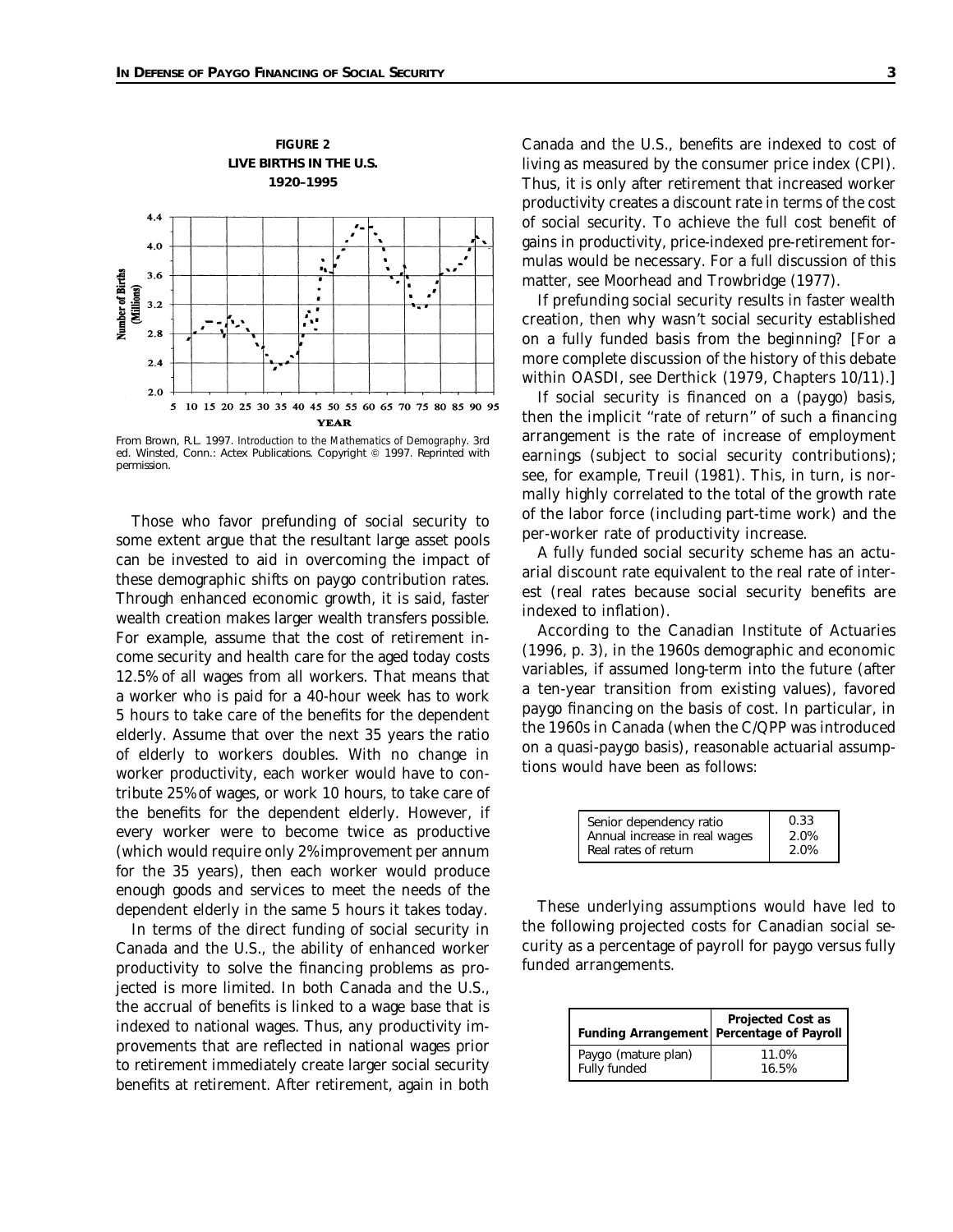**FIGURE 2**
**LIVE BIRTHS IN THE U.S.**
**1920–1995**

From Brown, R.L. 1997. *Introduction to the Mathematics of Demography*. 3rd ed. Winsted, Conn.: Actex Publications. Copyright © 1997. Reprinted with permission.

Those who favor prefunding of social security to some extent argue that the resultant large asset pools can be invested to aid in overcoming the impact of these demographic shifts on paygo contribution rates. Through enhanced economic growth, it is said, faster wealth creation makes larger wealth transfers possible. For example, assume that the cost of retirement income security and health care for the aged today costs 12.5% of all wages from all workers. That means that a worker who is paid for a 40-hour week has to work 5 hours to take care of the benefits for the dependent elderly. Assume that over the next 35 years the ratio of elderly to workers doubles. With no change in worker productivity, each worker would have to contribute 25% of wages, or work 10 hours, to take care of the benefits for the dependent elderly. However, if every worker were to become twice as productive (which would require only 2% improvement per annum for the 35 years), then each worker would produce enough goods and services to meet the needs of the dependent elderly in the same 5 hours it takes today.

In terms of the direct funding of social security in Canada and the U.S., the ability of enhanced worker productivity to solve the financing problems as projected is more limited. In both Canada and the U.S., the accrual of benefits is linked to a wage base that is indexed to national wages. Thus, any productivity improvements that are reflected in national wages prior to retirement immediately create larger social security benefits at retirement. After retirement, again in both Canada and the U.S., benefits are indexed to cost of living as measured by the consumer price index (CPI). Thus, it is only after retirement that increased worker productivity creates a discount rate in terms of the cost of social security. To achieve the full cost benefit of gains in productivity, price-indexed pre-retirement formulas would be necessary. For a full discussion of this matter, see Moorhead and Trowbridge (1977).

If prefunding social security results in faster wealth creation, then why wasn't social security established on a fully funded basis from the beginning? [For a more complete discussion of the history of this debate within OASDI, see Derthick (1979, Chapters 10/11).]

If social security is financed on a (paygo) basis, then the implicit "rate of return" of such a financing arrangement is the rate of increase of employment earnings (subject to social security contributions); see, for example, Treuil (1981). This, in turn, is normally highly correlated to the total of the growth rate of the labor force (including part-time work) and the per-worker rate of productivity increase.

A fully funded social security scheme has an actuarial discount rate equivalent to the real rate of interest (real rates because social security benefits are indexed to inflation).

According to the Canadian Institute of Actuaries (1996, p. 3), in the 1960s demographic and economic variables, if assumed long-term into the future (after a ten-year transition from existing values), favored paygo financing on the basis of cost. In particular, in the 1960s in Canada (when the C/QPP was introduced on a quasi-paygo basis), reasonable actuarial assumptions would have been as follows:

| | |
|---|---|
| Senior dependency ratio | 0.33 |
| Annual increase in real wages | 2.0% |
| Real rates of return | 2.0% |

These underlying assumptions would have led to the following projected costs for Canadian social security as a percentage of payroll for paygo versus fully funded arrangements.

| Funding Arrangement | Projected Cost as Percentage of Payroll |
|---|---|
| Paygo (mature plan) | 11.0% |
| Fully funded | 16.5% |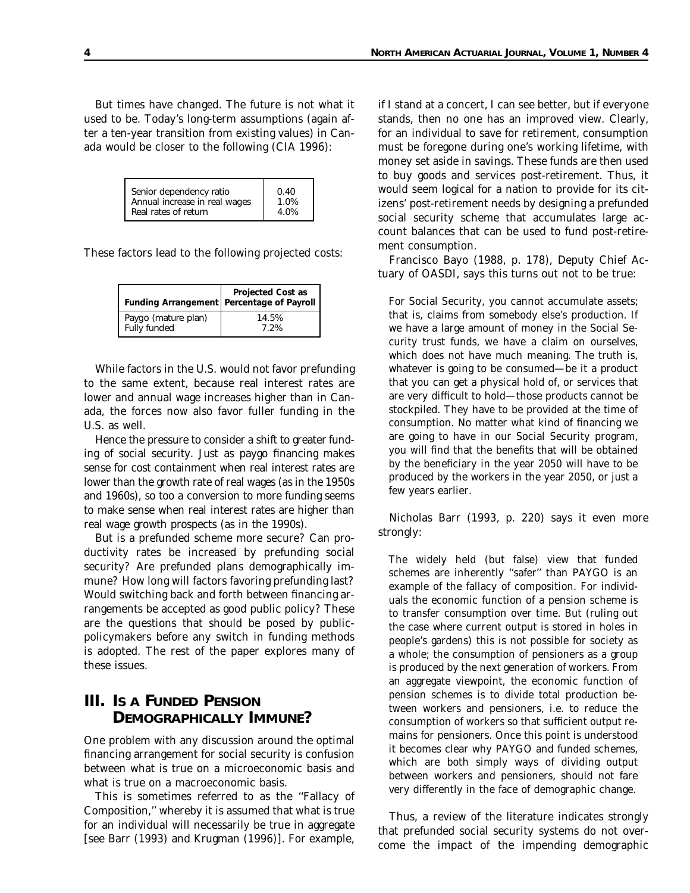But times have changed. The future is not what it used to be. Today's long-term assumptions (again after a ten-year transition from existing values) in Canada would be closer to the following (CIA 1996):

| | |
|---|---|
| Senior dependency ratio | 0.40 |
| Annual increase in real wages | 1.0% |
| Real rates of return | 4.0% |

These factors lead to the following projected costs:

| Funding Arrangement | Projected Cost as Percentage of Payroll |
|---|---|
| Paygo (mature plan) | 14.5% |
| Fully funded | 7.2% |

While factors in the U.S. would not favor prefunding to the same extent, because real interest rates are lower and annual wage increases higher than in Canada, the forces now also favor fuller funding in the U.S. as well.

Hence the pressure to consider a shift to greater funding of social security. Just as paygo financing makes sense for cost containment when real interest rates are lower than the growth rate of real wages (as in the 1950s and 1960s), so too a conversion to more funding seems to make sense when real interest rates are higher than real wage growth prospects (as in the 1990s).

But is a prefunded scheme more secure? Can productivity rates be increased by prefunding social security? Are prefunded plans demographically immune? How long will factors favoring prefunding last? Would switching back and forth between financing arrangements be accepted as good public policy? These are the questions that should be posed by public-policymakers before any switch in funding methods is adopted. The rest of the paper explores many of these issues.

## III. Is a Funded Pension Demographically Immune?

One problem with any discussion around the optimal financing arrangement for social security is confusion between what is true on a microeconomic basis and what is true on a macroeconomic basis.

This is sometimes referred to as the "Fallacy of Composition," whereby it is assumed that what is true for an individual will necessarily be true in aggregate [see Barr (1993) and Krugman (1996)]. For example, if I stand at a concert, I can see better, but if everyone stands, then no one has an improved view. Clearly, for an individual to save for retirement, consumption must be foregone during one's working lifetime, with money set aside in savings. These funds are then used to buy goods and services post-retirement. Thus, it would seem logical for a nation to provide for its citizens' post-retirement needs by designing a prefunded social security scheme that accumulates large account balances that can be used to fund post-retirement consumption.

Francisco Bayo (1988, p. 178), Deputy Chief Actuary of OASDI, says this turns out not to be true:

> For Social Security, you cannot accumulate assets; that is, claims from somebody else's production. If we have a large amount of money in the Social Security trust funds, we have a claim on ourselves, which does not have much meaning. The truth is, whatever is going to be consumed—be it a product that you can get a physical hold of, or services that are very difficult to hold—those products cannot be stockpiled. They have to be provided at the time of consumption. No matter what kind of financing we are going to have in our Social Security program, you will find that the benefits that will be obtained by the beneficiary in the year 2050 will have to be produced by the workers in the year 2050, or just a few years earlier.

Nicholas Barr (1993, p. 220) says it even more strongly:

> The widely held (but false) view that funded schemes are inherently "safer" than PAYGO is an example of the fallacy of composition. For individuals the economic function of a pension scheme is to transfer consumption over time. But (ruling out the case where current output is stored in holes in people's gardens) this is not possible for society as a whole; the consumption of pensioners as a group is produced by the next generation of workers. From an aggregate viewpoint, the economic function of pension schemes is to divide total production between workers and pensioners, i.e. to reduce the consumption of workers so that sufficient output remains for pensioners. Once this point is understood it becomes clear why PAYGO and funded schemes, which are both simply ways of dividing output between workers and pensioners, should not fare very differently in the face of demographic change.

Thus, a review of the literature indicates strongly that prefunded social security systems do not overcome the impact of the impending demographic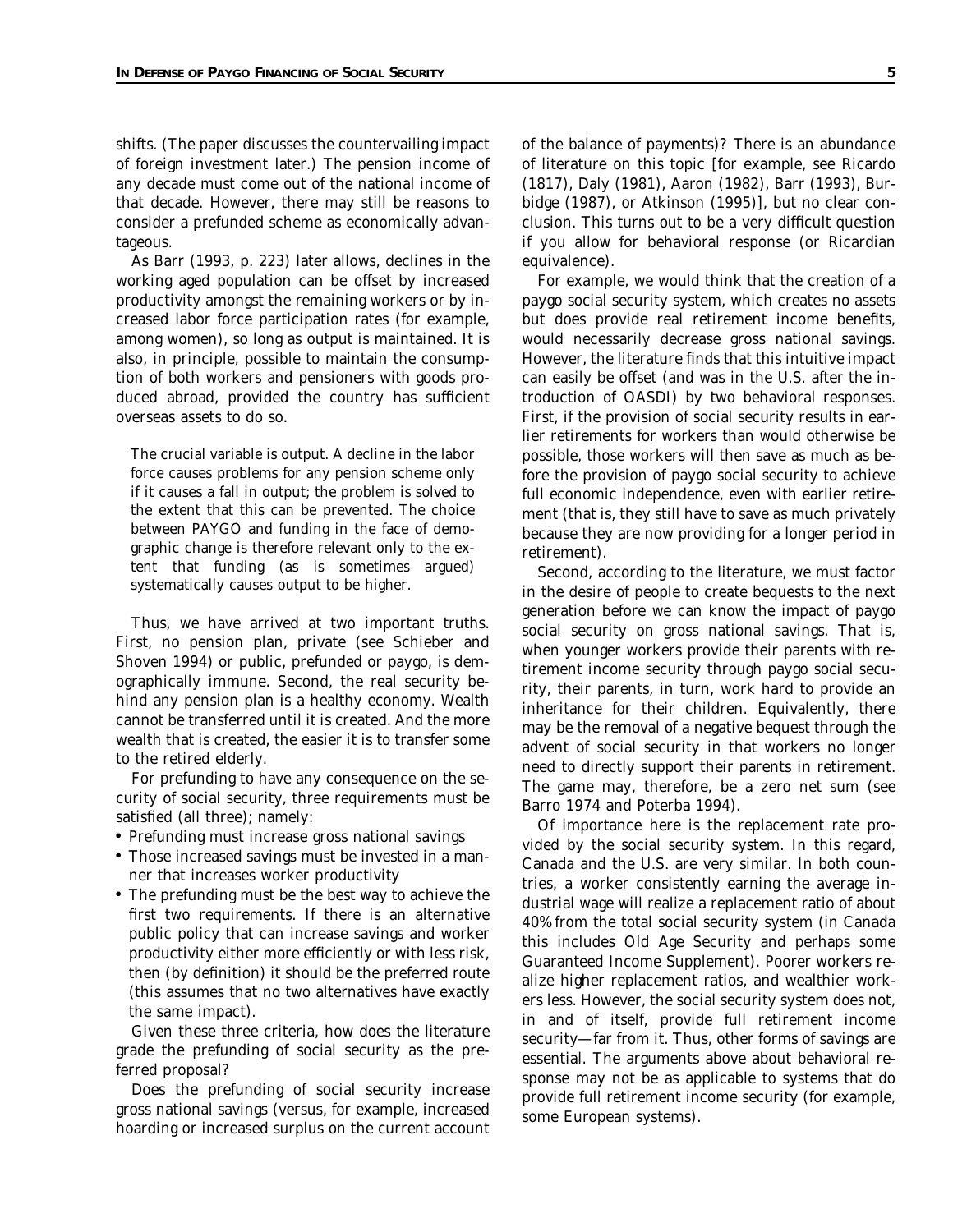shifts. (The paper discusses the countervailing impact of foreign investment later.) The pension income of any decade must come out of the national income of that decade. However, there may still be reasons to consider a prefunded scheme as economically advantageous.

As Barr (1993, p. 223) later allows, declines in the working aged population can be offset by increased productivity amongst the remaining workers or by increased labor force participation rates (for example, among women), so long as output is maintained. It is also, in principle, possible to maintain the consumption of both workers and pensioners with goods produced abroad, provided the country has sufficient overseas assets to do so.

> The crucial variable is output. A decline in the labor force causes problems for any pension scheme only if it causes a fall in output; the problem is solved to the extent that this can be prevented. The choice between PAYGO and funding in the face of demographic change is therefore relevant only to the extent that funding (as is sometimes argued) systematically causes output to be higher.

Thus, we have arrived at two important truths. First, no pension plan, private (see Schieber and Shoven 1994) or public, prefunded or paygo, is demographically immune. Second, the real security behind any pension plan is a healthy economy. Wealth cannot be transferred until it is created. And the more wealth that is created, the easier it is to transfer some to the retired elderly.

For prefunding to have any consequence on the security of social security, three requirements must be satisfied (all three); namely:

- Prefunding must increase gross national savings
- Those increased savings must be invested in a manner that increases worker productivity
- The prefunding must be the best way to achieve the first two requirements. If there is an alternative public policy that can increase savings and worker productivity either more efficiently or with less risk, then (by definition) it should be the preferred route (this assumes that no two alternatives have exactly the same impact).

Given these three criteria, how does the literature grade the prefunding of social security as the preferred proposal?

Does the prefunding of social security increase gross national savings (versus, for example, increased hoarding or increased surplus on the current account of the balance of payments)? There is an abundance of literature on this topic [for example, see Ricardo (1817), Daly (1981), Aaron (1982), Barr (1993), Burbidge (1987), or Atkinson (1995)], but no clear conclusion. This turns out to be a very difficult question if you allow for behavioral response (or Ricardian equivalence).

For example, we would think that the creation of a paygo social security system, which creates no assets but does provide real retirement income benefits, would necessarily decrease gross national savings. However, the literature finds that this intuitive impact can easily be offset (and was in the U.S. after the introduction of OASDI) by two behavioral responses. First, if the provision of social security results in earlier retirements for workers than would otherwise be possible, those workers will then save as much as before the provision of paygo social security to achieve full economic independence, even with earlier retirement (that is, they still have to save as much privately because they are now providing for a longer period in retirement).

Second, according to the literature, we must factor in the desire of people to create bequests to the next generation before we can know the impact of paygo social security on gross national savings. That is, when younger workers provide their parents with retirement income security through paygo social security, their parents, in turn, work hard to provide an inheritance for their children. Equivalently, there may be the removal of a negative bequest through the advent of social security in that workers no longer need to directly support their parents in retirement. The game may, therefore, be a zero net sum (see Barro 1974 and Poterba 1994).

Of importance here is the replacement rate provided by the social security system. In this regard, Canada and the U.S. are very similar. In both countries, a worker consistently earning the average industrial wage will realize a replacement ratio of about 40% from the total social security system (in Canada this includes Old Age Security and perhaps some Guaranteed Income Supplement). Poorer workers realize higher replacement ratios, and wealthier workers less. However, the social security system does not, in and of itself, provide full retirement income security—far from it. Thus, other forms of savings are essential. The arguments above about behavioral response may not be as applicable to systems that do provide full retirement income security (for example, some European systems).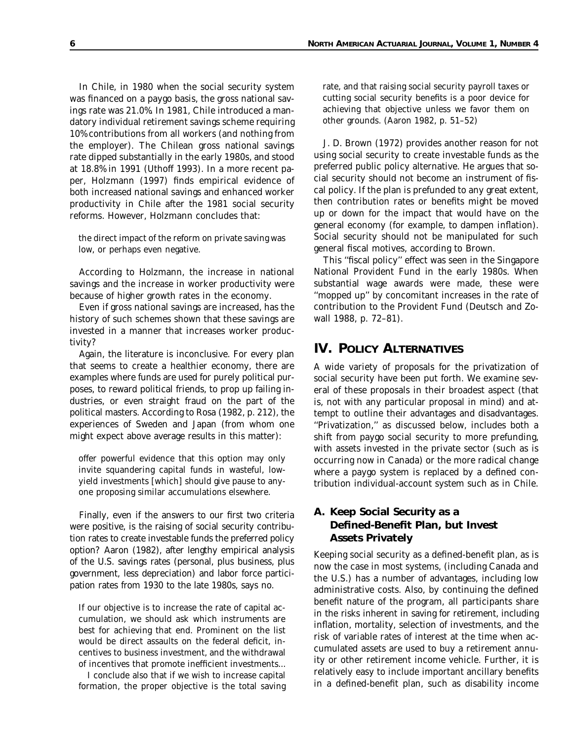In Chile, in 1980 when the social security system was financed on a paygo basis, the gross national savings rate was 21.0%. In 1981, Chile introduced a mandatory individual retirement savings scheme requiring 10% contributions from all workers (and nothing from the employer). The Chilean gross national savings rate dipped substantially in the early 1980s, and stood at 18.8% in 1991 (Uthoff 1993). In a more recent paper, Holzmann (1997) finds empirical evidence of both increased national savings and enhanced worker productivity in Chile after the 1981 social security reforms. However, Holzmann concludes that:

> the direct impact of the reform on private saving was low, or perhaps even negative.

According to Holzmann, the increase in national savings and the increase in worker productivity were because of higher growth rates in the economy.

Even if gross national savings are increased, has the history of such schemes shown that these savings are invested in a manner that increases worker productivity?

Again, the literature is inconclusive. For every plan that seems to create a healthier economy, there are examples where funds are used for purely political purposes, to reward political friends, to prop up failing industries, or even straight fraud on the part of the political masters. According to Rosa (1982, p. 212), the experiences of Sweden and Japan (from whom one might expect above average results in this matter):

> offer powerful evidence that this option may only invite squandering capital funds in wasteful, low-yield investments [which] should give pause to anyone proposing similar accumulations elsewhere.

Finally, even if the answers to our first two criteria were positive, is the raising of social security contribution rates to create investable funds the preferred policy option? Aaron (1982), after lengthy empirical analysis of the U.S. savings rates (personal, plus business, plus government, less depreciation) and labor force participation rates from 1930 to the late 1980s, says no.

> If our objective is to increase the rate of capital accumulation, we should ask which instruments are best for achieving that end. Prominent on the list would be direct assaults on the federal deficit, incentives to business investment, and the withdrawal of incentives that promote inefficient investments...
>
> I conclude also that if we wish to increase capital formation, the proper objective is the total saving rate, and that raising social security payroll taxes or cutting social security benefits is a poor device for achieving that objective unless we favor them on other grounds. (Aaron 1982, p. 51–52)

J. D. Brown (1972) provides another reason for not using social security to create investable funds as the preferred public policy alternative. He argues that social security should not become an instrument of fiscal policy. If the plan is prefunded to any great extent, then contribution rates or benefits might be moved up or down for the impact that would have on the general economy (for example, to dampen inflation). Social security should not be manipulated for such general fiscal motives, according to Brown.

This "fiscal policy" effect was seen in the Singapore National Provident Fund in the early 1980s. When substantial wage awards were made, these were "mopped up" by concomitant increases in the rate of contribution to the Provident Fund (Deutsch and Zowall 1988, p. 72–81).

## IV. Policy Alternatives

A wide variety of proposals for the privatization of social security have been put forth. We examine several of these proposals in their broadest aspect (that is, not with any particular proposal in mind) and attempt to outline their advantages and disadvantages. "Privatization," as discussed below, includes both a shift from paygo social security to more prefunding, with assets invested in the private sector (such as is occurring now in Canada) or the more radical change where a paygo system is replaced by a defined contribution individual-account system such as in Chile.

### A. Keep Social Security as a Defined-Benefit Plan, but Invest Assets Privately

Keeping social security as a defined-benefit plan, as is now the case in most systems, (including Canada and the U.S.) has a number of advantages, including low administrative costs. Also, by continuing the defined benefit nature of the program, all participants share in the risks inherent in saving for retirement, including inflation, mortality, selection of investments, and the risk of variable rates of interest at the time when accumulated assets are used to buy a retirement annuity or other retirement income vehicle. Further, it is relatively easy to include important ancillary benefits in a defined-benefit plan, such as disability income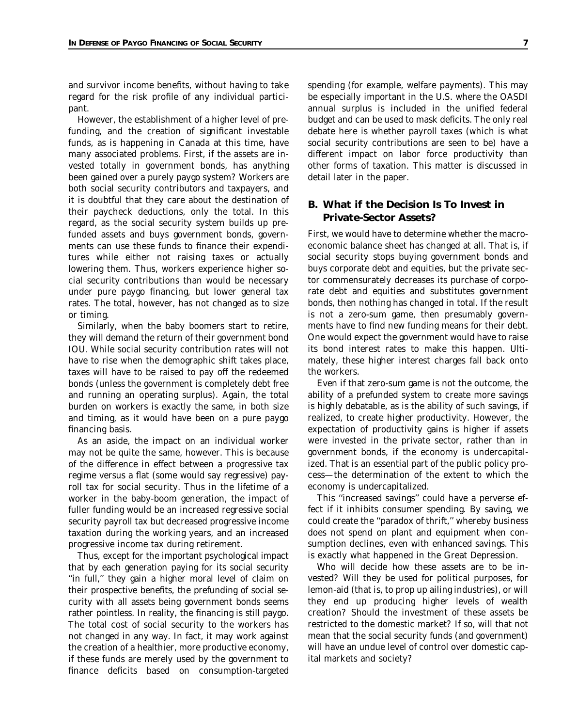and survivor income benefits, without having to take regard for the risk profile of any individual participant.

However, the establishment of a higher level of prefunding, and the creation of significant investable funds, as is happening in Canada at this time, have many associated problems. First, if the assets are invested totally in government bonds, has anything been gained over a purely paygo system? Workers are both social security contributors and taxpayers, and it is doubtful that they care about the destination of their paycheck deductions, only the total. In this regard, as the social security system builds up prefunded assets and buys government bonds, governments can use these funds to finance their expenditures while either not raising taxes or actually lowering them. Thus, workers experience higher social security contributions than would be necessary under pure paygo financing, but lower general tax rates. The total, however, has not changed as to size or timing.

Similarly, when the baby boomers start to retire, they will demand the return of their government bond IOU. While social security contribution rates will not have to rise when the demographic shift takes place, taxes will have to be raised to pay off the redeemed bonds (unless the government is completely debt free and running an operating surplus). Again, the total burden on workers is exactly the same, in both size and timing, as it would have been on a pure paygo financing basis.

As an aside, the impact on an individual worker may not be quite the same, however. This is because of the difference in effect between a progressive tax regime versus a flat (some would say regressive) payroll tax for social security. Thus in the lifetime of a worker in the baby-boom generation, the impact of fuller funding would be an increased regressive social security payroll tax but decreased progressive income taxation during the working years, and an increased progressive income tax during retirement.

Thus, except for the important psychological impact that by each generation paying for its social security "in full," they gain a higher moral level of claim on their prospective benefits, the prefunding of social security with all assets being government bonds seems rather pointless. In reality, the financing is still paygo. The total cost of social security to the workers has not changed in any way. In fact, it may work against the creation of a healthier, more productive economy, if these funds are merely used by the government to finance deficits based on consumption-targeted spending (for example, welfare payments). This may be especially important in the U.S. where the OASDI annual surplus is included in the unified federal budget and can be used to mask deficits. The only real debate here is whether payroll taxes (which is what social security contributions are seen to be) have a different impact on labor force productivity than other forms of taxation. This matter is discussed in detail later in the paper.

## B. What if the Decision Is To Invest in Private-Sector Assets?

First, we would have to determine whether the macroeconomic balance sheet has changed at all. That is, if social security stops buying government bonds and buys corporate debt and equities, but the private sector commensurately decreases its purchase of corporate debt and equities and substitutes government bonds, then nothing has changed in total. If the result is not a zero-sum game, then presumably governments have to find new funding means for their debt. One would expect the government would have to raise its bond interest rates to make this happen. Ultimately, these higher interest charges fall back onto the workers.

Even if that zero-sum game is not the outcome, the ability of a prefunded system to create more savings is highly debatable, as is the ability of such savings, if realized, to create higher productivity. However, the expectation of productivity gains is higher if assets were invested in the private sector, rather than in government bonds, if the economy is undercapitalized. That is an essential part of the public policy process—the determination of the extent to which the economy is undercapitalized.

This "increased savings" could have a perverse effect if it inhibits consumer spending. By saving, we could create the "paradox of thrift," whereby business does not spend on plant and equipment when consumption declines, even with enhanced savings. This is exactly what happened in the Great Depression.

Who will decide how these assets are to be invested? Will they be used for political purposes, for lemon-aid (that is, to prop up ailing industries), or will they end up producing higher levels of wealth creation? Should the investment of these assets be restricted to the domestic market? If so, will that not mean that the social security funds (and government) will have an undue level of control over domestic capital markets and society?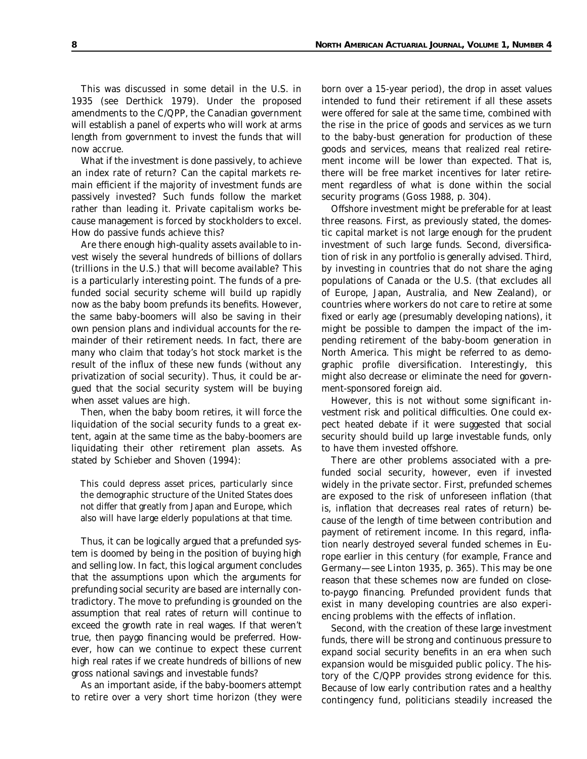This was discussed in some detail in the U.S. in 1935 (see Derthick 1979). Under the proposed amendments to the C/QPP, the Canadian government will establish a panel of experts who will work at arms length from government to invest the funds that will now accrue.

What if the investment is done passively, to achieve an index rate of return? Can the capital markets remain efficient if the majority of investment funds are passively invested? Such funds follow the market rather than leading it. Private capitalism works because management is forced by stockholders to excel. How do passive funds achieve this?

Are there enough high-quality assets available to invest wisely the several hundreds of billions of dollars (trillions in the U.S.) that will become available? This is a particularly interesting point. The funds of a prefunded social security scheme will build up rapidly now as the baby boom prefunds its benefits. However, the same baby-boomers will also be saving in their own pension plans and individual accounts for the remainder of their retirement needs. In fact, there are many who claim that today's hot stock market is the result of the influx of these new funds (without any privatization of social security). Thus, it could be argued that the social security system will be buying when asset values are high.

Then, when the baby boom retires, it will force the liquidation of the social security funds to a great extent, again at the same time as the baby-boomers are liquidating their other retirement plan assets. As stated by Schieber and Shoven (1994):

> This could depress asset prices, particularly since the demographic structure of the United States does not differ that greatly from Japan and Europe, which also will have large elderly populations at that time.

Thus, it can be logically argued that a prefunded system is doomed by being in the position of buying high and selling low. In fact, this logical argument concludes that the assumptions upon which the arguments for prefunding social security are based are internally contradictory. The move to prefunding is grounded on the assumption that real rates of return will continue to exceed the growth rate in real wages. If that weren't true, then paygo financing would be preferred. However, how can we continue to expect these current high real rates if we create hundreds of billions of new gross national savings and investable funds?

As an important aside, if the baby-boomers attempt to retire over a very short time horizon (they were born over a 15-year period), the drop in asset values intended to fund their retirement if all these assets were offered for sale at the same time, combined with the rise in the price of goods and services as we turn to the baby-bust generation for production of these goods and services, means that realized real retirement income will be lower than expected. That is, there will be free market incentives for later retirement regardless of what is done within the social security programs (Goss 1988, p. 304).

Offshore investment might be preferable for at least three reasons. First, as previously stated, the domestic capital market is not large enough for the prudent investment of such large funds. Second, diversification of risk in any portfolio is generally advised. Third, by investing in countries that do not share the aging populations of Canada or the U.S. (that excludes all of Europe, Japan, Australia, and New Zealand), or countries where workers do not care to retire at some fixed or early age (presumably developing nations), it might be possible to dampen the impact of the impending retirement of the baby-boom generation in North America. This might be referred to as demographic profile diversification. Interestingly, this might also decrease or eliminate the need for government-sponsored foreign aid.

However, this is not without some significant investment risk and political difficulties. One could expect heated debate if it were suggested that social security should build up large investable funds, only to have them invested offshore.

There are other problems associated with a prefunded social security, however, even if invested widely in the private sector. First, prefunded schemes are exposed to the risk of unforeseen inflation (that is, inflation that decreases real rates of return) because of the length of time between contribution and payment of retirement income. In this regard, inflation nearly destroyed several funded schemes in Europe earlier in this century (for example, France and Germany—see Linton 1935, p. 365). This may be one reason that these schemes now are funded on close-to-paygo financing. Prefunded provident funds that exist in many developing countries are also experiencing problems with the effects of inflation.

Second, with the creation of these large investment funds, there will be strong and continuous pressure to expand social security benefits in an era when such expansion would be misguided public policy. The history of the C/QPP provides strong evidence for this. Because of low early contribution rates and a healthy contingency fund, politicians steadily increased the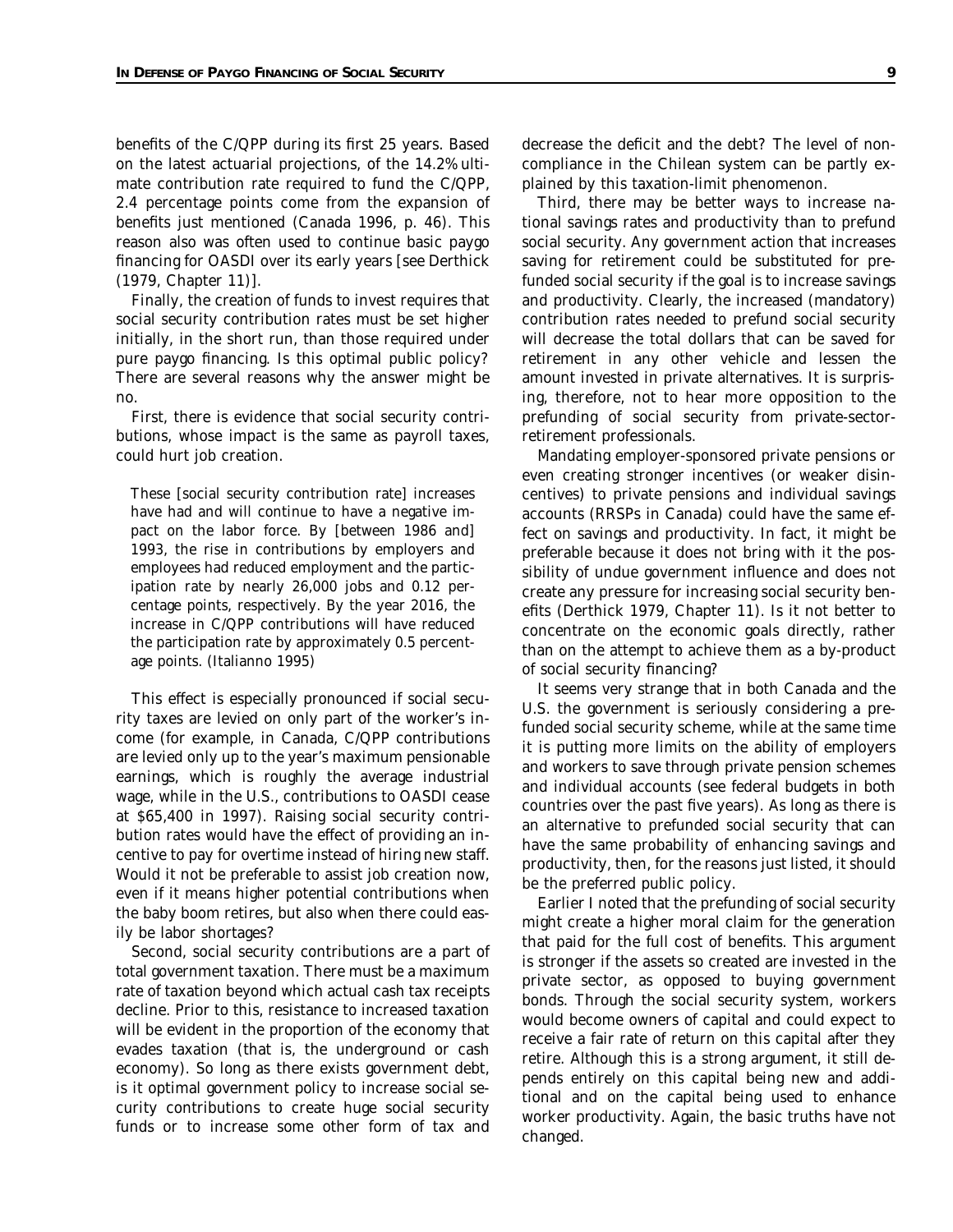benefits of the C/QPP during its first 25 years. Based on the latest actuarial projections, of the 14.2% ultimate contribution rate required to fund the C/QPP, 2.4 percentage points come from the expansion of benefits just mentioned (Canada 1996, p. 46). This reason also was often used to continue basic paygo financing for OASDI over its early years [see Derthick (1979, Chapter 11)].

Finally, the creation of funds to invest requires that social security contribution rates must be set higher initially, in the short run, than those required under pure paygo financing. Is this optimal public policy? There are several reasons why the answer might be no.

First, there is evidence that social security contributions, whose impact is the same as payroll taxes, could hurt job creation.

> These [social security contribution rate] increases have had and will continue to have a negative impact on the labor force. By [between 1986 and] 1993, the rise in contributions by employers and employees had reduced employment and the participation rate by nearly 26,000 jobs and 0.12 percentage points, respectively. By the year 2016, the increase in C/QPP contributions will have reduced the participation rate by approximately 0.5 percentage points. (Italianno 1995)

This effect is especially pronounced if social security taxes are levied on only part of the worker's income (for example, in Canada, C/QPP contributions are levied only up to the year's maximum pensionable earnings, which is roughly the average industrial wage, while in the U.S., contributions to OASDI cease at $65,400 in 1997). Raising social security contribution rates would have the effect of providing an incentive to pay for overtime instead of hiring new staff. Would it not be preferable to assist job creation now, even if it means higher potential contributions when the baby boom retires, but also when there could easily be labor shortages?

Second, social security contributions are a part of total government taxation. There must be a maximum rate of taxation beyond which actual cash tax receipts decline. Prior to this, resistance to increased taxation will be evident in the proportion of the economy that evades taxation (that is, the underground or cash economy). So long as there exists government debt, is it optimal government policy to increase social security contributions to create huge social security funds or to increase some other form of tax and decrease the deficit and the debt? The level of noncompliance in the Chilean system can be partly explained by this taxation-limit phenomenon.

Third, there may be better ways to increase national savings rates and productivity than to prefund social security. Any government action that increases saving for retirement could be substituted for prefunded social security if the goal is to increase savings and productivity. Clearly, the increased (mandatory) contribution rates needed to prefund social security will decrease the total dollars that can be saved for retirement in any other vehicle and lessen the amount invested in private alternatives. It is surprising, therefore, not to hear more opposition to the prefunding of social security from private-sector-retirement professionals.

Mandating employer-sponsored private pensions or even creating stronger incentives (or weaker disincentives) to private pensions and individual savings accounts (RRSPs in Canada) could have the same effect on savings and productivity. In fact, it might be preferable because it does not bring with it the possibility of undue government influence and does not create any pressure for increasing social security benefits (Derthick 1979, Chapter 11). Is it not better to concentrate on the economic goals directly, rather than on the attempt to achieve them as a by-product of social security financing?

It seems very strange that in both Canada and the U.S. the government is seriously considering a prefunded social security scheme, while at the same time it is putting more limits on the ability of employers and workers to save through private pension schemes and individual accounts (see federal budgets in both countries over the past five years). As long as there is an alternative to prefunded social security that can have the same probability of enhancing savings and productivity, then, for the reasons just listed, it should be the preferred public policy.

Earlier I noted that the prefunding of social security might create a higher moral claim for the generation that paid for the full cost of benefits. This argument is stronger if the assets so created are invested in the private sector, as opposed to buying government bonds. Through the social security system, workers would become owners of capital and could expect to receive a fair rate of return on this capital after they retire. Although this is a strong argument, it still depends entirely on this capital being new and additional and on the capital being used to enhance worker productivity. Again, the basic truths have not changed.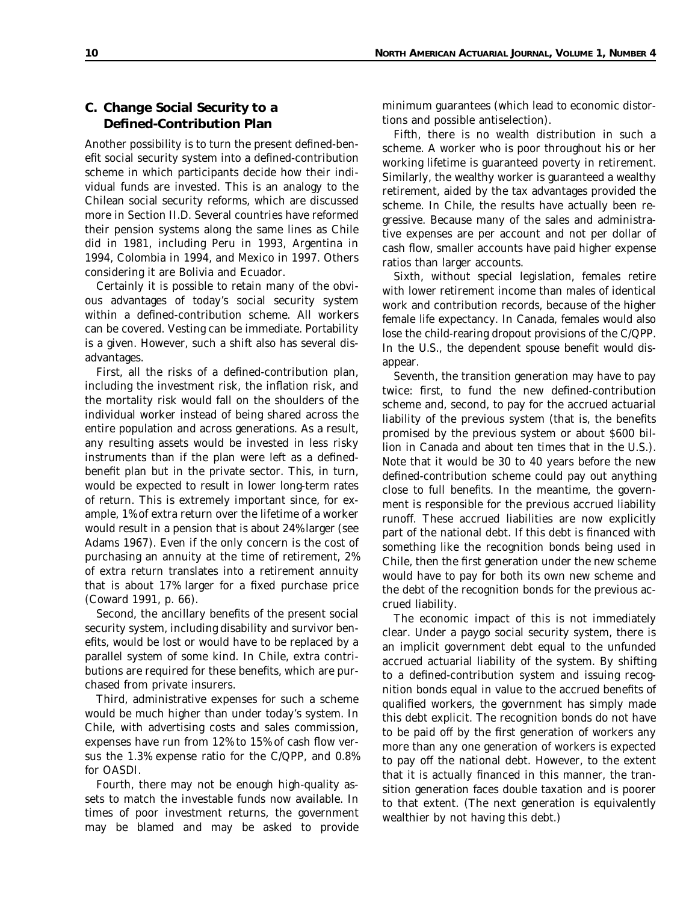### C. Change Social Security to a Defined-Contribution Plan

Another possibility is to turn the present defined-benefit social security system into a defined-contribution scheme in which participants decide how their individual funds are invested. This is an analogy to the Chilean social security reforms, which are discussed more in Section II.D. Several countries have reformed their pension systems along the same lines as Chile did in 1981, including Peru in 1993, Argentina in 1994, Colombia in 1994, and Mexico in 1997. Others considering it are Bolivia and Ecuador.

Certainly it is possible to retain many of the obvious advantages of today's social security system within a defined-contribution scheme. All workers can be covered. Vesting can be immediate. Portability is a given. However, such a shift also has several disadvantages.

First, all the risks of a defined-contribution plan, including the investment risk, the inflation risk, and the mortality risk would fall on the shoulders of the individual worker instead of being shared across the entire population and across generations. As a result, any resulting assets would be invested in less risky instruments than if the plan were left as a defined-benefit plan but in the private sector. This, in turn, would be expected to result in lower long-term rates of return. This is extremely important since, for example, 1% of extra return over the lifetime of a worker would result in a pension that is about 24% larger (see Adams 1967). Even if the only concern is the cost of purchasing an annuity at the time of retirement, 2% of extra return translates into a retirement annuity that is about 17% larger for a fixed purchase price (Coward 1991, p. 66).

Second, the ancillary benefits of the present social security system, including disability and survivor benefits, would be lost or would have to be replaced by a parallel system of some kind. In Chile, extra contributions are required for these benefits, which are purchased from private insurers.

Third, administrative expenses for such a scheme would be much higher than under today's system. In Chile, with advertising costs and sales commission, expenses have run from 12% to 15% of cash flow versus the 1.3% expense ratio for the C/QPP, and 0.8% for OASDI.

Fourth, there may not be enough high-quality assets to match the investable funds now available. In times of poor investment returns, the government may be blamed and may be asked to provide minimum guarantees (which lead to economic distortions and possible antiselection).

Fifth, there is no wealth distribution in such a scheme. A worker who is poor throughout his or her working lifetime is guaranteed poverty in retirement. Similarly, the wealthy worker is guaranteed a wealthy retirement, aided by the tax advantages provided the scheme. In Chile, the results have actually been regressive. Because many of the sales and administrative expenses are per account and not per dollar of cash flow, smaller accounts have paid higher expense ratios than larger accounts.

Sixth, without special legislation, females retire with lower retirement income than males of identical work and contribution records, because of the higher female life expectancy. In Canada, females would also lose the child-rearing dropout provisions of the C/QPP. In the U.S., the dependent spouse benefit would disappear.

Seventh, the transition generation may have to pay twice: first, to fund the new defined-contribution scheme and, second, to pay for the accrued actuarial liability of the previous system (that is, the benefits promised by the previous system or about \$600 billion in Canada and about ten times that in the U.S.). Note that it would be 30 to 40 years before the new defined-contribution scheme could pay out anything close to full benefits. In the meantime, the government is responsible for the previous accrued liability runoff. These accrued liabilities are now explicitly part of the national debt. If this debt is financed with something like the recognition bonds being used in Chile, then the first generation under the new scheme would have to pay for both its own new scheme and the debt of the recognition bonds for the previous accrued liability.

The economic impact of this is not immediately clear. Under a paygo social security system, there is an implicit government debt equal to the unfunded accrued actuarial liability of the system. By shifting to a defined-contribution system and issuing recognition bonds equal in value to the accrued benefits of qualified workers, the government has simply made this debt explicit. The recognition bonds do not have to be paid off by the first generation of workers any more than any one generation of workers is expected to pay off the national debt. However, to the extent that it is actually financed in this manner, the transition generation faces double taxation and is poorer to that extent. (The next generation is equivalently wealthier by not having this debt.)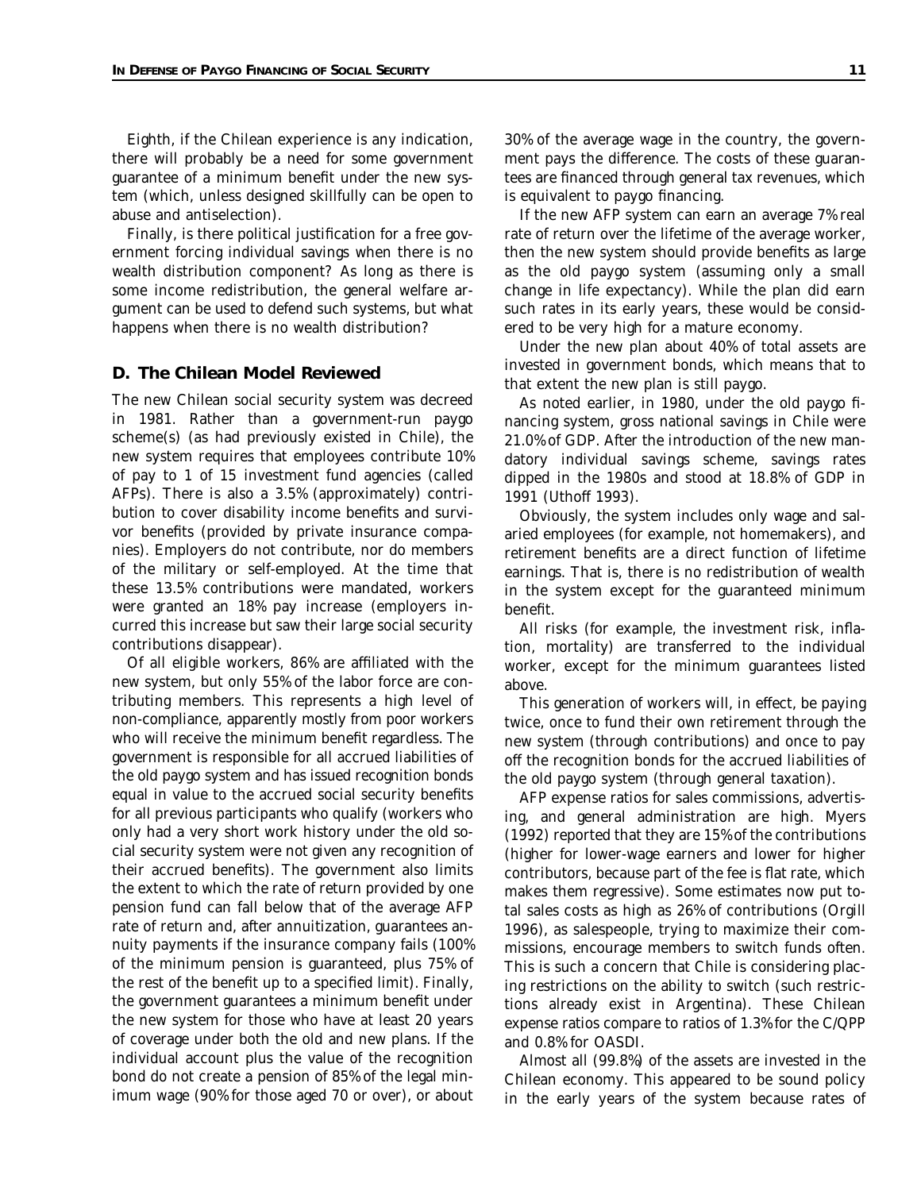Eighth, if the Chilean experience is any indication, there will probably be a need for some government guarantee of a minimum benefit under the new system (which, unless designed skillfully can be open to abuse and antiselection).

Finally, is there political justification for a free government forcing individual savings when there is no wealth distribution component? As long as there is some income redistribution, the general welfare argument can be used to defend such systems, but what happens when there is no wealth distribution?

## D. The Chilean Model Reviewed

The new Chilean social security system was decreed in 1981. Rather than a government-run paygo scheme(s) (as had previously existed in Chile), the new system requires that employees contribute 10% of pay to 1 of 15 investment fund agencies (called AFPs). There is also a 3.5% (approximately) contribution to cover disability income benefits and survivor benefits (provided by private insurance companies). Employers do not contribute, nor do members of the military or self-employed. At the time that these 13.5% contributions were mandated, workers were granted an 18% pay increase (employers incurred this increase but saw their large social security contributions disappear).

Of all eligible workers, 86% are affiliated with the new system, but only 55% of the labor force are contributing members. This represents a high level of non-compliance, apparently mostly from poor workers who will receive the minimum benefit regardless. The government is responsible for all accrued liabilities of the old paygo system and has issued recognition bonds equal in value to the accrued social security benefits for all previous participants who qualify (workers who only had a very short work history under the old social security system were not given any recognition of their accrued benefits). The government also limits the extent to which the rate of return provided by one pension fund can fall below that of the average AFP rate of return and, after annuitization, guarantees annuity payments if the insurance company fails (100% of the minimum pension is guaranteed, plus 75% of the rest of the benefit up to a specified limit). Finally, the government guarantees a minimum benefit under the new system for those who have at least 20 years of coverage under both the old and new plans. If the individual account plus the value of the recognition bond do not create a pension of 85% of the legal minimum wage (90% for those aged 70 or over), or about 30% of the average wage in the country, the government pays the difference. The costs of these guarantees are financed through general tax revenues, which is equivalent to paygo financing.

If the new AFP system can earn an average 7% real rate of return over the lifetime of the average worker, then the new system should provide benefits as large as the old paygo system (assuming only a small change in life expectancy). While the plan did earn such rates in its early years, these would be considered to be very high for a mature economy.

Under the new plan about 40% of total assets are invested in government bonds, which means that to that extent the new plan is still paygo.

As noted earlier, in 1980, under the old paygo financing system, gross national savings in Chile were 21.0% of GDP. After the introduction of the new mandatory individual savings scheme, savings rates dipped in the 1980s and stood at 18.8% of GDP in 1991 (Uthoff 1993).

Obviously, the system includes only wage and salaried employees (for example, not homemakers), and retirement benefits are a direct function of lifetime earnings. That is, there is no redistribution of wealth in the system except for the guaranteed minimum benefit.

All risks (for example, the investment risk, inflation, mortality) are transferred to the individual worker, except for the minimum guarantees listed above.

This generation of workers will, in effect, be paying twice, once to fund their own retirement through the new system (through contributions) and once to pay off the recognition bonds for the accrued liabilities of the old paygo system (through general taxation).

AFP expense ratios for sales commissions, advertising, and general administration are high. Myers (1992) reported that they are 15% of the contributions (higher for lower-wage earners and lower for higher contributors, because part of the fee is flat rate, which makes them regressive). Some estimates now put total sales costs as high as 26% of contributions (Orgill 1996), as salespeople, trying to maximize their commissions, encourage members to switch funds often. This is such a concern that Chile is considering placing restrictions on the ability to switch (such restrictions already exist in Argentina). These Chilean expense ratios compare to ratios of 1.3% for the C/QPP and 0.8% for OASDI.

Almost all (99.8%) of the assets are invested in the Chilean economy. This appeared to be sound policy in the early years of the system because rates of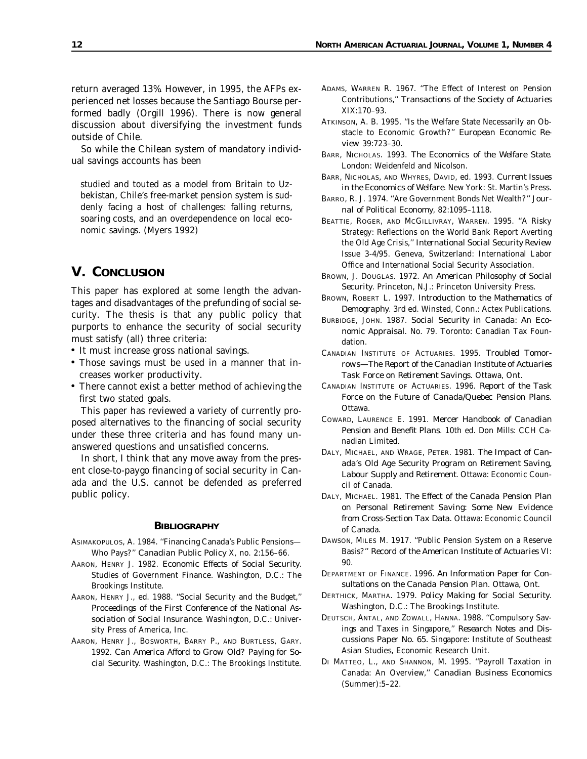return averaged 13%. However, in 1995, the AFPs experienced net losses because the Santiago Bourse performed badly (Orgill 1996). There is now general discussion about diversifying the investment funds outside of Chile.

So while the Chilean system of mandatory individual savings accounts has been

> studied and touted as a model from Britain to Uzbekistan, Chile's free-market pension system is suddenly facing a host of challenges: falling returns, soaring costs, and an overdependence on local economic savings. (Myers 1992)

## V. Conclusion

This paper has explored at some length the advantages and disadvantages of the prefunding of social security. The thesis is that any public policy that purports to enhance the security of social security must satisfy (all) three criteria:

- It must increase gross national savings.
- Those savings must be used in a manner that increases worker productivity.
- There cannot exist a better method of achieving the first two stated goals.

This paper has reviewed a variety of currently proposed alternatives to the financing of social security under these three criteria and has found many unanswered questions and unsatisfied concerns.

In short, I think that any move away from the present close-to-paygo financing of social security in Canada and the U.S. cannot be defended as preferred public policy.

### Bibliography

Asimakopulos, A. 1984. "Financing Canada's Public Pensions—Who Pays?" *Canadian Public Policy* X, no. 2:156–66.

Aaron, Henry J. 1982. *Economic Effects of Social Security*. Studies of Government Finance. Washington, D.C.: The Brookings Institute.

Aaron, Henry J., ed. 1988. "Social Security and the Budget," *Proceedings of the First Conference of the National Association of Social Insurance*. Washington, D.C.: University Press of America, Inc.

Aaron, Henry J., Bosworth, Barry P., and Burtless, Gary. 1992. *Can America Afford to Grow Old? Paying for Social Security*. Washington, D.C.: The Brookings Institute.

Adams, Warren R. 1967. "The Effect of Interest on Pension Contributions," *Transactions of the Society of Actuaries* XIX:170–93.

Atkinson, A. B. 1995. "Is the Welfare State Necessarily an Obstacle to Economic Growth?" *European Economic Review* 39:723–30.

Barr, Nicholas. 1993. *The Economics of the Welfare State*. London: Weidenfeld and Nicolson.

Barr, Nicholas, and Whyres, David, ed. 1993. *Current Issues in the Economics of Welfare*. New York: St. Martin's Press.

Barro, R. J. 1974. "Are Government Bonds Net Wealth?" *Journal of Political Economy*, 82:1095–1118.

Beattie, Roger, and McGillivray, Warren. 1995. "A Risky Strategy: Reflections on the World Bank Report Averting the Old Age Crisis," *International Social Security Review* Issue 3-4/95. Geneva, Switzerland: International Labor Office and International Social Security Association.

Brown, J. Douglas. 1972. *An American Philosophy of Social Security*. Princeton, N.J.: Princeton University Press.

Brown, Robert L. 1997. *Introduction to the Mathematics of Demography*. 3rd ed. Winsted, Conn.: Actex Publications.

Burbidge, John. 1987. *Social Security in Canada: An Economic Appraisal*. No. 79. Toronto: Canadian Tax Foundation.

Canadian Institute of Actuaries. 1995. *Troubled Tomorrows—The Report of the Canadian Institute of Actuaries Task Force on Retirement Savings*. Ottawa, Ont.

Canadian Institute of Actuaries. 1996. *Report of the Task Force on the Future of Canada/Quebec Pension Plans*. Ottawa.

Coward, Laurence E. 1991. *Mercer Handbook of Canadian Pension and Benefit Plans*. 10th ed. Don Mills: CCH Canadian Limited.

Daly, Michael, and Wrage, Peter. 1981. *The Impact of Canada's Old Age Security Program on Retirement Saving, Labour Supply and Retirement*. Ottawa: Economic Council of Canada.

Daly, Michael. 1981. *The Effect of the Canada Pension Plan on Personal Retirement Saving: Some New Evidence from Cross-Section Tax Data*. Ottawa: Economic Council of Canada.

Dawson, Miles M. 1917. "Public Pension System on a Reserve Basis?" *Record of the American Institute of Actuaries* VI: 90.

Department of Finance. 1996. *An Information Paper for Consultations on the Canada Pension Plan*. Ottawa, Ont.

Derthick, Martha. 1979. *Policy Making for Social Security*. Washington, D.C.: The Brookings Institute.

Deutsch, Antal, and Zowall, Hanna. 1988. "Compulsory Savings and Taxes in Singapore," *Research Notes and Discussions Paper No. 65*. Singapore: Institute of Southeast Asian Studies, Economic Research Unit.

Di Matteo, L., and Shannon, M. 1995. "Payroll Taxation in Canada: An Overview," *Canadian Business Economics* (Summer):5–22.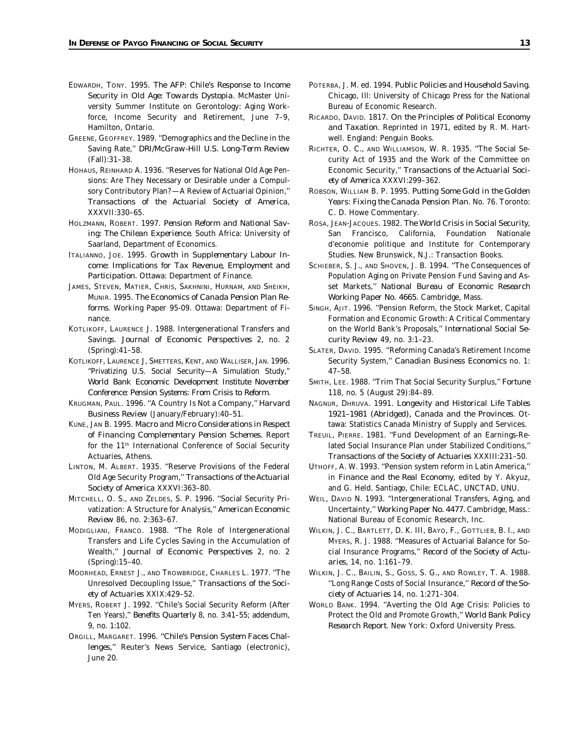EDWARDH, TONY. 1995. *The AFP: Chile's Response to Income Security in Old Age: Towards Dystopia.* McMaster University Summer Institute on Gerontology: Aging Workforce, Income Security and Retirement, June 7–9, Hamilton, Ontario.

GREENE, GEOFFREY. 1989. "Demographics and the Decline in the Saving Rate," *DRI/McGraw-Hill U.S. Long-Term Review* (Fall):31–38.

HOHAUS, REINHARD A. 1936. "Reserves for National Old Age Pensions: Are They Necessary or Desirable under a Compulsory Contributory Plan?—A Review of Actuarial Opinion," *Transactions of the Actuarial Society of America*, XXXVII:330–65.

HOLZMANN, ROBERT. 1997. *Pension Reform and National Saving: The Chilean Experience.* South Africa: University of Saarland, Department of Economics.

ITALIANNO, JOE. 1995. *Growth in Supplementary Labour Income: Implications for Tax Revenue, Employment and Participation.* Ottawa: Department of Finance.

JAMES, STEVEN, MATIER, CHRIS, SAKHNINI, HURNAM, AND SHEIKH, MUNIR. 1995. *The Economics of Canada Pension Plan Reforms.* Working Paper 95-09. Ottawa: Department of Finance.

KOTLIKOFF, LAURENCE J. 1988. Intergenerational Transfers and Savings. *Journal of Economic Perspectives* 2, no. 2 (Spring):41–58.

KOTLIKOFF, LAURENCE J, SMETTERS, KENT, AND WALLISER, JAN. 1996. "Privatizing U.S. Social Security—A Simulation Study," *World Bank Economic Development Institute November Conference: Pension Systems: From Crisis to Reform.*

KRUGMAN, PAUL. 1996. "A Country Is Not a Company," *Harvard Business Review* (January/February):40–51.

KUNE, JAN B. 1995. *Macro and Micro Considerations in Respect of Financing Complementary Pension Schemes.* Report for the 11th International Conference of Social Security Actuaries, Athens.

LINTON, M. ALBERT. 1935. "Reserve Provisions of the Federal Old Age Security Program," *Transactions of the Actuarial Society of America* XXXVI:363–80.

MITCHELL, O. S., AND ZELDES, S. P. 1996. "Social Security Privatization: A Structure for Analysis," *American Economic Review* 86, no. 2:363–67.

MODIGLIANI, FRANCO. 1988. "The Role of Intergenerational Transfers and Life Cycles Saving in the Accumulation of Wealth," *Journal of Economic Perspectives* 2, no. 2 (Spring):15–40.

MOORHEAD, ERNEST J., AND TROWBRIDGE, CHARLES L. 1977. "The Unresolved Decoupling Issue," *Transactions of the Society of Actuaries* XXIX:429–52.

MYERS, ROBERT J. 1992. "Chile's Social Security Reform (After Ten Years)," *Benefits Quarterly* 8, no. 3:41–55; addendum, 9, no. 1:102.

ORGILL, MARGARET. 1996. "Chile's Pension System Faces Challenges," Reuter's News Service, Santiago (electronic), June 20.

POTERBA, J. M. ed. 1994. *Public Policies and Household Saving.* Chicago, Ill: University of Chicago Press for the National Bureau of Economic Research.

RICARDO, DAVID. 1817. *On the Principles of Political Economy and Taxation.* Reprinted in 1971, edited by R. M. Hartwell. England: Penguin Books.

RICHTER, O. C., AND WILLIAMSON, W. R. 1935. "The Social Security Act of 1935 and the Work of the Committee on Economic Security," *Transactions of the Actuarial Society of America* XXXVI:299–362.

ROBSON, WILLIAM B. P. 1995. *Putting Some Gold in the Golden Years: Fixing the Canada Pension Plan.* No. 76. Toronto: C. D. Howe Commentary.

ROSA, JEAN-JACQUES. 1982. *The World Crisis in Social Security,* San Francisco, California, Foundation Nationale d'economie politique and Institute for Contemporary Studies. New Brunswick, N.J.: Transaction Books.

SCHIEBER, S. J., AND SHOVEN, J. B. 1994. "The Consequences of Population Aging on Private Pension Fund Saving and Asset Markets," *National Bureau of Economic Research Working Paper No. 4665.* Cambridge, Mass.

SINGH, AJIT. 1996. "Pension Reform, the Stock Market, Capital Formation and Economic Growth: A Critical Commentary on the World Bank's Proposals," *International Social Security Review* 49, no. 3:1–23.

SLATER, DAVID. 1995. "Reforming Canada's Retirement Income Security System," *Canadian Business Economics* no. 1: 47–58.

SMITH, LEE. 1988. "Trim That Social Security Surplus," *Fortune* 118, no. 5 (August 29):84–89.

NAGNUR, DHRUVA. 1991. *Longevity and Historical Life Tables 1921–1981 (Abridged), Canada and the Provinces.* Ottawa: Statistics Canada Ministry of Supply and Services.

TREUIL, PIERRE. 1981. "Fund Development of an Earnings-Related Social Insurance Plan under Stabilized Conditions," *Transactions of the Society of Actuaries* XXXIII:231–50.

UTHOFF, A. W. 1993. "Pension system reform in Latin America," in *Finance and the Real Economy,* edited by Y. Akyuz, and G. Held. Santiago, Chile: ECLAC, UNCTAD, UNU.

WEIL, DAVID N. 1993. "Intergenerational Transfers, Aging, and Uncertainty," *Working Paper No. 4477.* Cambridge, Mass.: National Bureau of Economic Research, Inc.

WILKIN, J. C., BARTLETT, D. K. III, BAYO, F., GOTTLIEB, B. I., AND MYERS, R. J. 1988. "Measures of Actuarial Balance for Social Insurance Programs," *Record of the Society of Actuaries,* 14, no. 1:161–79.

WILKIN, J. C., BAILIN, S., GOSS, S. G., AND ROWLEY, T. A. 1988. "Long Range Costs of Social Insurance," *Record of the Society of Actuaries* 14, no. 1:271–304.

WORLD BANK. 1994. "Averting the Old Age Crisis: Policies to Protect the Old and Promote Growth," *World Bank Policy Research Report.* New York: Oxford University Press.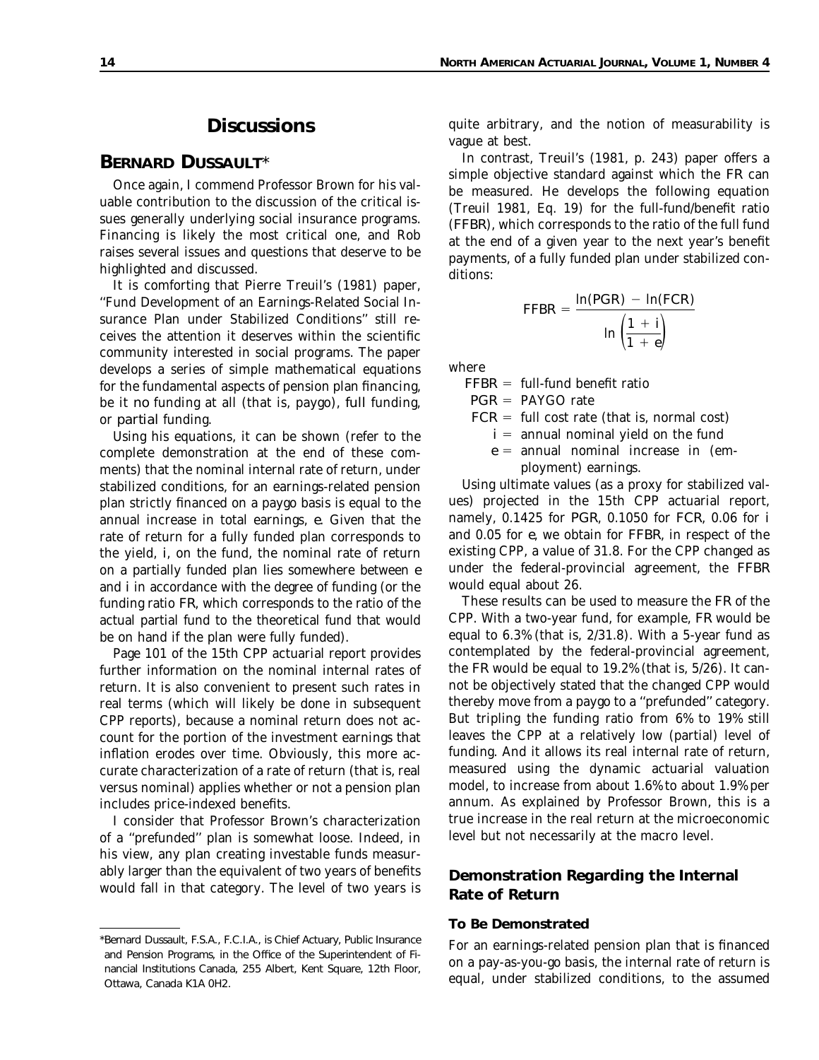# Discussions

## BERNARD DUSSAULT*

Once again, I commend Professor Brown for his valuable contribution to the discussion of the critical issues generally underlying social insurance programs. Financing is likely the most critical one, and Rob raises several issues and questions that deserve to be highlighted and discussed.

It is comforting that Pierre Treuil's (1981) paper, "Fund Development of an Earnings-Related Social Insurance Plan under Stabilized Conditions" still receives the attention it deserves within the scientific community interested in social programs. The paper develops a series of simple mathematical equations for the fundamental aspects of pension plan financing, be it no funding at all (that is, paygo), full funding, or partial funding.

Using his equations, it can be shown (refer to the complete demonstration at the end of these comments) that the nominal internal rate of return, under stabilized conditions, for an earnings-related pension plan strictly financed on a paygo basis is equal to the annual increase in total earnings, *e*. Given that the rate of return for a fully funded plan corresponds to the yield, *i*, on the fund, the nominal rate of return on a partially funded plan lies somewhere between *e* and *i* in accordance with the degree of funding (or the funding ratio FR, which corresponds to the ratio of the actual partial fund to the theoretical fund that would be on hand if the plan were fully funded).

Page 101 of the 15th CPP actuarial report provides further information on the nominal internal rates of return. It is also convenient to present such rates in real terms (which will likely be done in subsequent CPP reports), because a nominal return does not account for the portion of the investment earnings that inflation erodes over time. Obviously, this more accurate characterization of a rate of return (that is, real versus nominal) applies whether or not a pension plan includes price-indexed benefits.

I consider that Professor Brown's characterization of a "prefunded" plan is somewhat loose. Indeed, in his view, any plan creating investable funds measurably larger than the equivalent of two years of benefits would fall in that category. The level of two years is quite arbitrary, and the notion of measurability is vague at best.

In contrast, Treuil's (1981, p. 243) paper offers a simple objective standard against which the FR can be measured. He develops the following equation (Treuil 1981, Eq. 19) for the full-fund/benefit ratio (FFBR), which corresponds to the ratio of the full fund at the end of a given year to the next year's benefit payments, of a fully funded plan under stabilized conditions:

$$\text{FFBR} = \frac{\ln(\text{PGR}) - \ln(\text{FCR})}{\ln\left(\dfrac{1+i}{1+e}\right)}$$

where

- FFBR = full-fund benefit ratio
- PGR = PAYGO rate
- FCR = full cost rate (that is, normal cost)
- $i$ = annual nominal yield on the fund
- $e$ = annual nominal increase in (employment) earnings.

Using ultimate values (as a proxy for stabilized values) projected in the 15th CPP actuarial report, namely, 0.1425 for PGR, 0.1050 for FCR, 0.06 for *i* and 0.05 for *e*, we obtain for FFBR, in respect of the existing CPP, a value of 31.8. For the CPP changed as under the federal-provincial agreement, the FFBR would equal about 26.

These results can be used to measure the FR of the CPP. With a two-year fund, for example, FR would be equal to 6.3% (that is, 2/31.8). With a 5-year fund as contemplated by the federal-provincial agreement, the FR would be equal to 19.2% (that is, 5/26). It cannot be objectively stated that the changed CPP would thereby move from a paygo to a "prefunded" category. But tripling the funding ratio from 6% to 19% still leaves the CPP at a relatively low (partial) level of funding. And it allows its real internal rate of return, measured using the dynamic actuarial valuation model, to increase from about 1.6% to about 1.9% per annum. As explained by Professor Brown, this is a true increase in the real return at the microeconomic level but not necessarily at the macro level.

## Demonstration Regarding the Internal Rate of Return

### To Be Demonstrated

For an earnings-related pension plan that is financed on a pay-as-you-go basis, the internal rate of return is equal, under stabilized conditions, to the assumed

---

*Bernard Dussault, F.S.A., F.C.I.A., is Chief Actuary, Public Insurance and Pension Programs, in the Office of the Superintendent of Financial Institutions Canada, 255 Albert, Kent Square, 12th Floor, Ottawa, Canada K1A 0H2.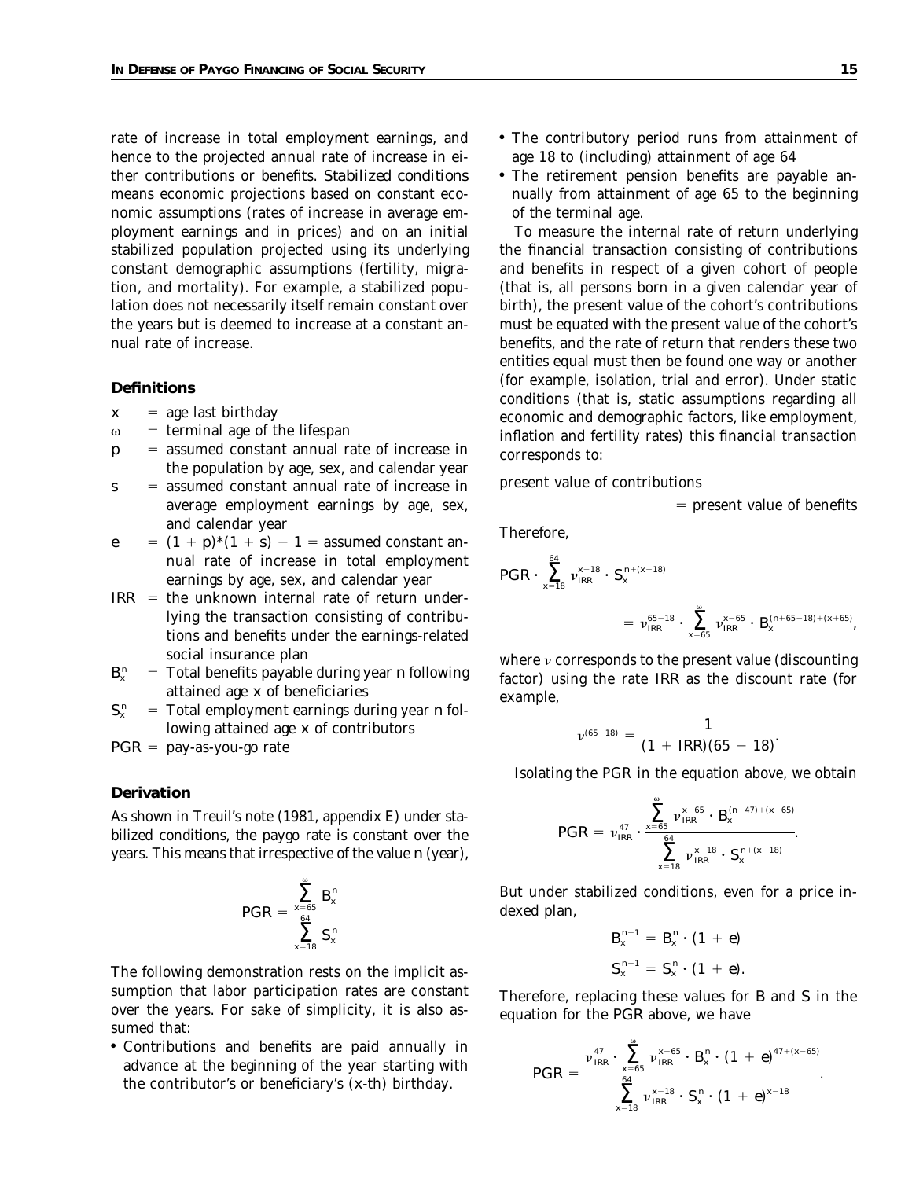rate of increase in total employment earnings, and hence to the projected annual rate of increase in either contributions or benefits. *Stabilized conditions* means economic projections based on constant economic assumptions (rates of increase in average employment earnings and in prices) and on an initial stabilized population projected using its underlying constant demographic assumptions (fertility, migration, and mortality). For example, a stabilized population does not necessarily itself remain constant over the years but is deemed to increase at a constant annual rate of increase.

### Definitions

- $x$ = age last birthday
- $\omega$ = terminal age of the lifespan
- $p$ = assumed constant annual rate of increase in the population by age, sex, and calendar year
- $s$ = assumed constant annual rate of increase in average employment earnings by age, sex, and calendar year
- $e$ = $(1 + p)*(1 + s) - 1$ = assumed constant annual rate of increase in total employment earnings by age, sex, and calendar year
- $IRR$ = the unknown internal rate of return underlying the transaction consisting of contributions and benefits under the earnings-related social insurance plan
- $B_x^n$ = Total benefits payable during year $n$ following attained age $x$ of beneficiaries
- $S_x^n$ = Total employment earnings during year $n$ following attained age $x$ of contributors
- $PGR$ = pay-as-you-go rate

### Derivation

As shown in Treuil's note (1981, appendix E) under stabilized conditions, the paygo rate is constant over the years. This means that irrespective of the value $n$ (year),

$$PGR = \frac{\sum_{x=65}^{\omega} B_x^n}{\sum_{x=18}^{64} S_x^n}$$

The following demonstration rests on the implicit assumption that labor participation rates are constant over the years. For sake of simplicity, it is also assumed that:

- Contributions and benefits are paid annually in advance at the beginning of the year starting with the contributor's or beneficiary's ($x$-th) birthday.
- The contributory period runs from attainment of age 18 to (including) attainment of age 64
- The retirement pension benefits are payable annually from attainment of age 65 to the beginning of the terminal age.

To measure the internal rate of return underlying the financial transaction consisting of contributions and benefits in respect of a given cohort of people (that is, all persons born in a given calendar year of birth), the present value of the cohort's contributions must be equated with the present value of the cohort's benefits, and the rate of return that renders these two entities equal must then be found one way or another (for example, isolation, trial and error). Under static conditions (that is, static assumptions regarding all economic and demographic factors, like employment, inflation and fertility rates) this financial transaction corresponds to:

present value of contributions

= present value of benefits

Therefore,

$$PGR \cdot \sum_{x=18}^{64} \nu_{IRR}^{x-18} \cdot S_x^{n+(x-18)} = \nu_{IRR}^{65-18} \cdot \sum_{x=65}^{\omega} \nu_{IRR}^{x-65} \cdot B_x^{(n+65-18)+(x+65)},$$

where $\nu$ corresponds to the present value (discounting factor) using the rate IRR as the discount rate (for example,

$$\nu^{(65-18)} = \frac{1}{(1 + IRR)(65 - 18)}.$$

Isolating the PGR in the equation above, we obtain

$$PGR = \nu_{IRR}^{47} \cdot \frac{\sum_{x=65}^{\omega} \nu_{IRR}^{x-65} \cdot B_x^{(n+47)+(x-65)}}{\sum_{x=18}^{64} \nu_{IRR}^{x-18} \cdot S_x^{n+(x-18)}}.$$

But under stabilized conditions, even for a price indexed plan,

$$B_x^{n+1} = B_x^n \cdot (1 + e)$$

$$S_x^{n+1} = S_x^n \cdot (1 + e).$$

Therefore, replacing these values for $B$ and $S$ in the equation for the PGR above, we have

$$PGR = \frac{\nu_{IRR}^{47} \cdot \sum_{x=65}^{\omega} \nu_{IRR}^{x-65} \cdot B_x^n \cdot (1 + e)^{47+(x-65)}}{\sum_{x=18}^{64} \nu_{IRR}^{x-18} \cdot S_x^n \cdot (1 + e)^{x-18}}.$$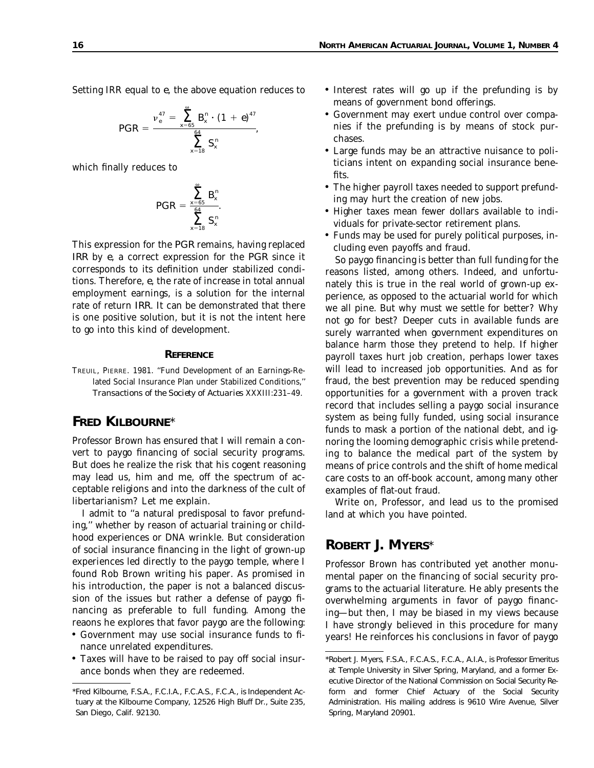Setting IRR equal to *e*, the above equation reduces to

$$\text{PGR} = \frac{\nu_e^{47} = \sum_{x=65}^{\omega} B_x^n \cdot (1 + e)^{47}}{\sum_{x=18}^{64} S_x^n},$$

which finally reduces to

$$\text{PGR} = \frac{\sum_{x=65}^{\omega} B_x^n}{\sum_{x=18}^{64} S_x^n}.$$

This expression for the PGR remains, having replaced IRR by *e*, a correct expression for the PGR since it corresponds to its definition under stabilized conditions. Therefore, *e*, the rate of increase in total annual employment earnings, is a solution for the internal rate of return IRR. It can be demonstrated that there is one positive solution, but it is not the intent here to go into this kind of development.

### REFERENCE

TREUIL, PIERRE. 1981. "Fund Development of an Earnings-Related Social Insurance Plan under Stabilized Conditions," *Transactions of the Society of Actuaries* XXXIII:231–49.

## FRED KILBOURNE*

Professor Brown has ensured that I will remain a convert to paygo financing of social security programs. But does he realize the risk that his cogent reasoning may lead us, him and me, off the spectrum of acceptable religions and into the darkness of the cult of libertarianism? Let me explain.

I admit to "a natural predisposal to favor prefunding," whether by reason of actuarial training or childhood experiences or DNA wrinkle. But consideration of social insurance financing in the light of grown-up experiences led directly to the paygo temple, where I found Rob Brown writing his paper. As promised in his introduction, the paper is not a balanced discussion of the issues but rather a defense of paygo financing as preferable to full funding. Among the reaons he explores that favor paygo are the following:

- Government may use social insurance funds to finance unrelated expenditures.
- Taxes will have to be raised to pay off social insurance bonds when they are redeemed.
- Interest rates will go up if the prefunding is by means of government bond offerings.
- Government may exert undue control over companies if the prefunding is by means of stock purchases.
- Large funds may be an attractive nuisance to politicians intent on expanding social insurance benefits.
- The higher payroll taxes needed to support prefunding may hurt the creation of new jobs.
- Higher taxes mean fewer dollars available to individuals for private-sector retirement plans.
- Funds may be used for purely political purposes, including even payoffs and fraud.

So paygo financing is better than full funding for the reasons listed, among others. Indeed, and unfortunately this is true in the real world of grown-up experience, as opposed to the actuarial world for which we all pine. But why must we settle for better? Why not go for best? Deeper cuts in available funds are surely warranted when government expenditures on balance harm those they pretend to help. If higher payroll taxes hurt job creation, perhaps lower taxes will lead to increased job opportunities. And as for fraud, the best prevention may be reduced spending opportunities for a government with a proven track record that includes selling a paygo social insurance system as being fully funded, using social insurance funds to mask a portion of the national debt, and ignoring the looming demographic crisis while pretending to balance the medical part of the system by means of price controls and the shift of home medical care costs to an off-book account, among many other examples of flat-out fraud.

Write on, Professor, and lead us to the promised land at which you have pointed.

*Fred Kilbourne, F.S.A., F.C.I.A., F.C.A.S., F.C.A., is Independent Actuary at the Kilbourne Company, 12526 High Bluff Dr., Suite 235, San Diego, Calif. 92130.

## ROBERT J. MYERS*

Professor Brown has contributed yet another monumental paper on the financing of social security programs to the actuarial literature. He ably presents the overwhelming arguments in favor of paygo financing—but then, I may be biased in my views because I have strongly believed in this procedure for many years! He reinforces his conclusions in favor of paygo

*Robert J. Myers, F.S.A., F.C.A.S., F.C.A., A.I.A., is Professor Emeritus at Temple University in Silver Spring, Maryland, and a former Executive Director of the National Commission on Social Security Reform and former Chief Actuary of the Social Security Administration. His mailing address is 9610 Wire Avenue, Silver Spring, Maryland 20901.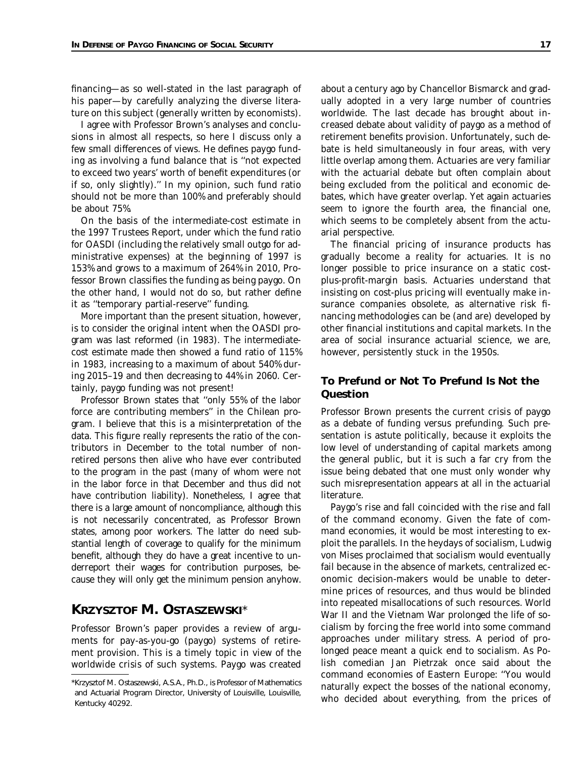financing—as so well-stated in the last paragraph of his paper—by carefully analyzing the diverse literature on this subject (generally written by economists).

I agree with Professor Brown's analyses and conclusions in almost all respects, so here I discuss only a few small differences of views. He defines paygo funding as involving a fund balance that is "not expected to exceed two years' worth of benefit expenditures (or if so, only slightly)." In my opinion, such fund ratio should not be more than 100% and preferably should be about 75%.

On the basis of the intermediate-cost estimate in the 1997 Trustees Report, under which the fund ratio for OASDI (including the relatively small outgo for administrative expenses) at the beginning of 1997 is 153% and grows to a maximum of 264% in 2010, Professor Brown classifies the funding as being paygo. On the other hand, I would not do so, but rather define it as "temporary partial-reserve" funding.

More important than the present situation, however, is to consider the original intent when the OASDI program was last reformed (in 1983). The intermediate-cost estimate made then showed a fund ratio of 115% in 1983, increasing to a maximum of about 540% during 2015–19 and then decreasing to 44% in 2060. Certainly, paygo funding was not present!

Professor Brown states that "only 55% of the labor force are contributing members" in the Chilean program. I believe that this is a misinterpretation of the data. This figure really represents the ratio of the contributors in December to the total number of nonretired persons then alive who have ever contributed to the program in the past (many of whom were not in the labor force in that December and thus did not have contribution liability). Nonetheless, I agree that there is a large amount of noncompliance, although this is not necessarily concentrated, as Professor Brown states, among poor workers. The latter do need substantial length of coverage to qualify for the minimum benefit, although they do have a great incentive to underreport their wages for contribution purposes, because they will only get the minimum pension anyhow.

## KRZYSZTOF M. OSTASZEWSKI*

Professor Brown's paper provides a review of arguments for pay-as-you-go (paygo) systems of retirement provision. This is a timely topic in view of the worldwide crisis of such systems. Paygo was created about a century ago by Chancellor Bismarck and gradually adopted in a very large number of countries worldwide. The last decade has brought about increased debate about validity of paygo as a method of retirement benefits provision. Unfortunately, such debate is held simultaneously in four areas, with very little overlap among them. Actuaries are very familiar with the actuarial debate but often complain about being excluded from the political and economic debates, which have greater overlap. Yet again actuaries seem to ignore the fourth area, the financial one, which seems to be completely absent from the actuarial perspective.

The financial pricing of insurance products has gradually become a reality for actuaries. It is no longer possible to price insurance on a static cost-plus-profit-margin basis. Actuaries understand that insisting on cost-plus pricing will eventually make insurance companies obsolete, as alternative risk financing methodologies can be (and are) developed by other financial institutions and capital markets. In the area of social insurance actuarial science, we are, however, persistently stuck in the 1950s.

### To Prefund or Not To Prefund Is Not the Question

Professor Brown presents the current crisis of paygo as a debate of funding versus prefunding. Such presentation is astute politically, because it exploits the low level of understanding of capital markets among the general public, but it is such a far cry from the issue being debated that one must only wonder why such misrepresentation appears at all in the actuarial literature.

Paygo's rise and fall coincided with the rise and fall of the command economy. Given the fate of command economies, it would be most interesting to exploit the parallels. In the heydays of socialism, Ludwig von Mises proclaimed that socialism would eventually fail because in the absence of markets, centralized economic decision-makers would be unable to determine prices of resources, and thus would be blinded into repeated misallocations of such resources. World War II and the Vietnam War prolonged the life of socialism by forcing the free world into some command approaches under military stress. A period of prolonged peace meant a quick end to socialism. As Polish comedian Jan Pietrzak once said about the command economies of Eastern Europe: "You would naturally expect the bosses of the national economy, who decided about everything, from the prices of

*Krzysztof M. Ostaszewski, A.S.A., Ph.D., is Professor of Mathematics and Actuarial Program Director, University of Louisville, Louisville, Kentucky 40292.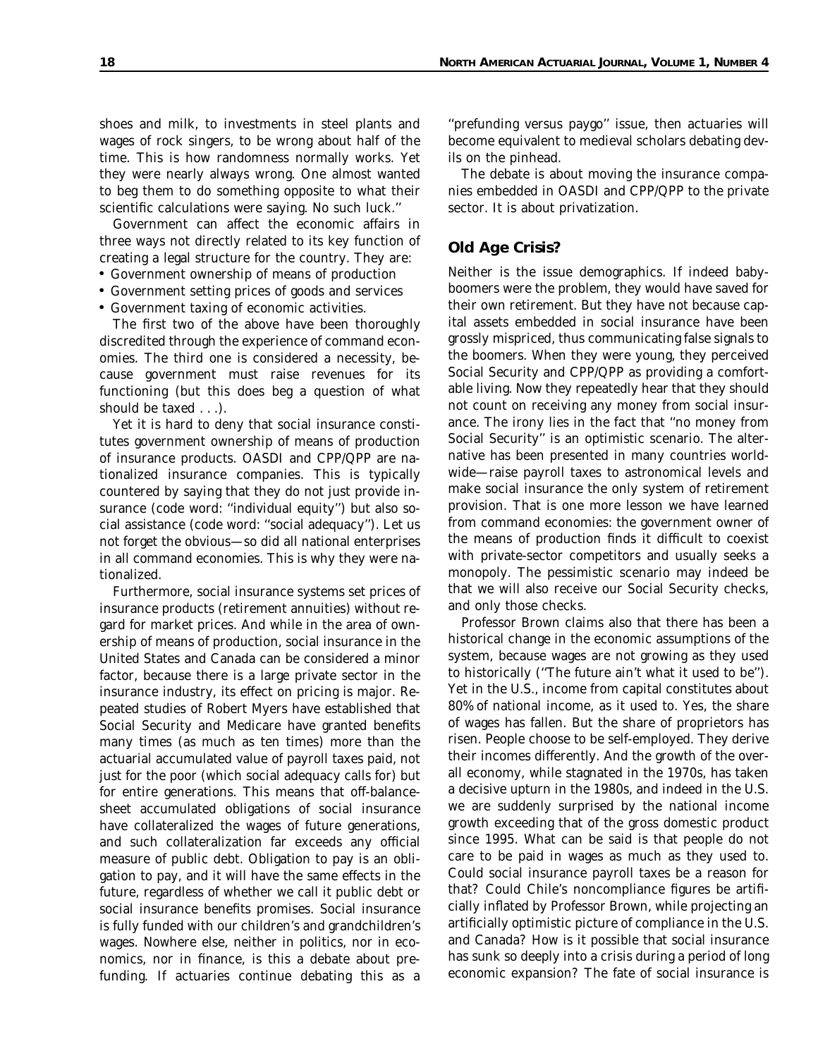shoes and milk, to investments in steel plants and wages of rock singers, to be wrong about half of the time. This is how randomness normally works. Yet they were nearly always wrong. One almost wanted to beg them to do something opposite to what their scientific calculations were saying. No such luck.''

Government can affect the economic affairs in three ways not directly related to its key function of creating a legal structure for the country. They are:

- Government ownership of means of production
- Government setting prices of goods and services
- Government taxing of economic activities.

The first two of the above have been thoroughly discredited through the experience of command economies. The third one is considered a necessity, because government must raise revenues for its functioning (but this does beg a question of what should be taxed . . .).

Yet it is hard to deny that social insurance constitutes government ownership of means of production of insurance products. OASDI and CPP/QPP are nationalized insurance companies. This is typically countered by saying that they do not just provide insurance (code word: ''individual equity'') but also social assistance (code word: ''social adequacy''). Let us not forget the obvious—so did all national enterprises in all command economies. This is why they were nationalized.

Furthermore, social insurance systems set prices of insurance products (retirement annuities) without regard for market prices. And while in the area of ownership of means of production, social insurance in the United States and Canada can be considered a minor factor, because there is a large private sector in the insurance industry, its effect on pricing is major. Repeated studies of Robert Myers have established that Social Security and Medicare have granted benefits many times (as much as ten times) more than the actuarial accumulated value of payroll taxes paid, not just for the poor (which social adequacy calls for) but for entire generations. This means that off-balance-sheet accumulated obligations of social insurance have collateralized the wages of future generations, and such collateralization far exceeds any official measure of public debt. Obligation to pay is an obligation to pay, and it will have the same effects in the future, regardless of whether we call it public debt or social insurance benefits promises. Social insurance is fully funded with our children's and grandchildren's wages. Nowhere else, neither in politics, nor in economics, nor in finance, is this a debate about prefunding. If actuaries continue debating this as a ''prefunding versus paygo'' issue, then actuaries will become equivalent to medieval scholars debating devils on the pinhead.

The debate is about moving the insurance companies embedded in OASDI and CPP/QPP to the private sector. It is about privatization.

## Old Age Crisis?

Neither is the issue demographics. If indeed babyboomers were the problem, they would have saved for their own retirement. But they have not because capital assets embedded in social insurance have been grossly mispriced, thus communicating false signals to the boomers. When they were young, they perceived Social Security and CPP/QPP as providing a comfortable living. Now they repeatedly hear that they should not count on receiving any money from social insurance. The irony lies in the fact that ''no money from Social Security'' is an optimistic scenario. The alternative has been presented in many countries worldwide—raise payroll taxes to astronomical levels and make social insurance the only system of retirement provision. That is one more lesson we have learned from command economies: the government owner of the means of production finds it difficult to coexist with private-sector competitors and usually seeks a monopoly. The pessimistic scenario may indeed be that we will also receive our Social Security checks, and only those checks.

Professor Brown claims also that there has been a historical change in the economic assumptions of the system, because wages are not growing as they used to historically (''The future ain't what it used to be''). Yet in the U.S., income from capital constitutes about 80% of national income, as it used to. Yes, the share of wages has fallen. But the share of proprietors has risen. People choose to be self-employed. They derive their incomes differently. And the growth of the overall economy, while stagnated in the 1970s, has taken a decisive upturn in the 1980s, and indeed in the U.S. we are suddenly surprised by the national income growth exceeding that of the gross domestic product since 1995. What can be said is that people do not care to be paid in wages as much as they used to. Could social insurance payroll taxes be a reason for that? Could Chile's noncompliance figures be artificially inflated by Professor Brown, while projecting an artificially optimistic picture of compliance in the U.S. and Canada? How is it possible that social insurance has sunk so deeply into a crisis during a period of long economic expansion? The fate of social insurance is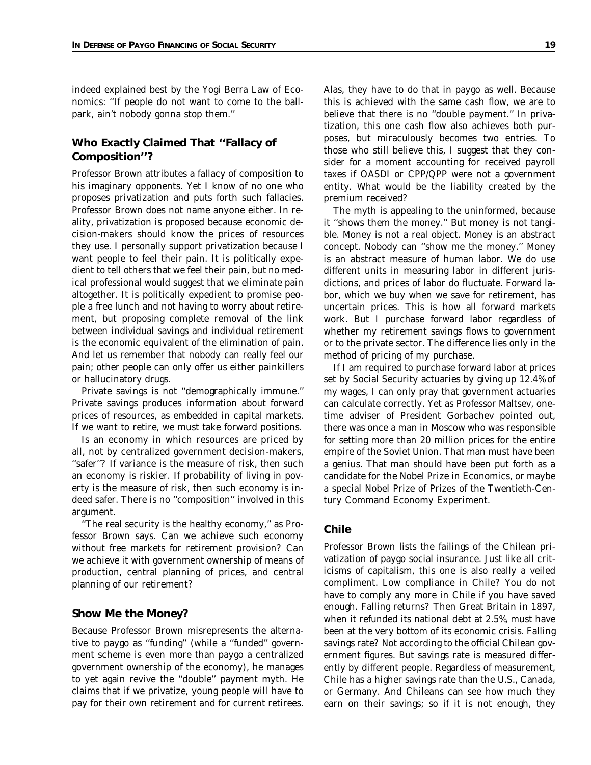indeed explained best by the Yogi Berra Law of Economics: ''If people do not want to come to the ballpark, ain't nobody gonna stop them.''

## Who Exactly Claimed That ''Fallacy of Composition''?

Professor Brown attributes a fallacy of composition to his imaginary opponents. Yet I know of no one who proposes privatization and puts forth such fallacies. Professor Brown does not name anyone either. In reality, privatization is proposed because economic decision-makers should know the prices of resources they use. I personally support privatization because I want people to feel their pain. It is politically expedient to tell others that we feel their pain, but no medical professional would suggest that we eliminate pain altogether. It is politically expedient to promise people a free lunch and not having to worry about retirement, but proposing complete removal of the link between individual savings and individual retirement is the economic equivalent of the elimination of pain. And let us remember that nobody can really feel our pain; other people can only offer us either painkillers or hallucinatory drugs.

Private savings is not ''demographically immune.'' Private savings produces information about forward prices of resources, as embedded in capital markets. If we want to retire, we must take forward positions.

Is an economy in which resources are priced by all, not by centralized government decision-makers, ''safer''? If variance is the measure of risk, then such an economy is riskier. If probability of living in poverty is the measure of risk, then such economy is indeed safer. There is no ''composition'' involved in this argument.

''The real security is the healthy economy,'' as Professor Brown says. Can we achieve such economy without free markets for retirement provision? Can we achieve it with government ownership of means of production, central planning of prices, and central planning of our retirement?

## Show Me the Money?

Because Professor Brown misrepresents the alternative to paygo as ''funding'' (while a ''funded'' government scheme is even more than paygo a centralized government ownership of the economy), he manages to yet again revive the ''double'' payment myth. He claims that if we privatize, young people will have to pay for their own retirement and for current retirees. Alas, they have to do that in paygo as well. Because this is achieved with the same cash flow, we are to believe that there is no ''double payment.'' In privatization, this one cash flow also achieves both purposes, but miraculously becomes two entries. To those who still believe this, I suggest that they consider for a moment accounting for received payroll taxes if OASDI or CPP/QPP were not a government entity. What would be the liability created by the premium received?

The myth is appealing to the uninformed, because it ''shows them the money.'' But money is not tangible. Money is not a real object. Money is an abstract concept. Nobody can ''show me the money.'' Money is an abstract measure of human labor. We do use different units in measuring labor in different jurisdictions, and prices of labor do fluctuate. Forward labor, which we buy when we save for retirement, has uncertain prices. This is how all forward markets work. But I purchase forward labor regardless of whether my retirement savings flows to government or to the private sector. The difference lies only in the method of pricing of my purchase.

If I am required to purchase forward labor at prices set by Social Security actuaries by giving up 12.4% of my wages, I can only pray that government actuaries can calculate correctly. Yet as Professor Maltsev, onetime adviser of President Gorbachev pointed out, there was once a man in Moscow who was responsible for setting more than 20 million prices for the entire empire of the Soviet Union. That man must have been a genius. That man should have been put forth as a candidate for the Nobel Prize in Economics, or maybe a special Nobel Prize of Prizes of the Twentieth-Century Command Economy Experiment.

## Chile

Professor Brown lists the failings of the Chilean privatization of paygo social insurance. Just like all criticisms of capitalism, this one is also really a veiled compliment. Low compliance in Chile? You do not have to comply any more in Chile if you have saved enough. Falling returns? Then Great Britain in 1897, when it refunded its national debt at 2.5%, must have been at the very bottom of its economic crisis. Falling savings rate? Not according to the official Chilean government figures. But savings rate is measured differently by different people. Regardless of measurement, Chile has a higher savings rate than the U.S., Canada, or Germany. And Chileans can see how much they earn on their savings; so if it is not enough, they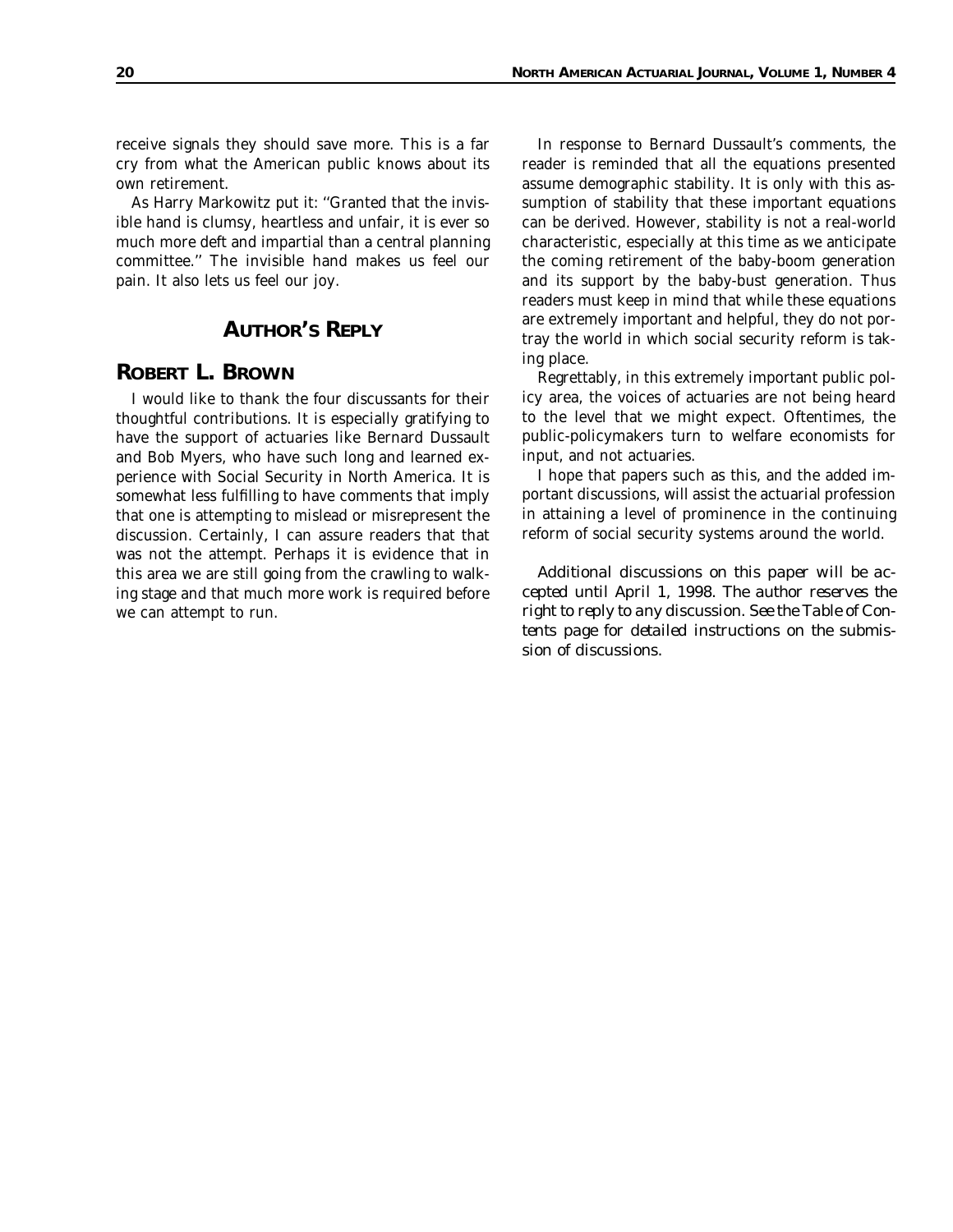receive signals they should save more. This is a far cry from what the American public knows about its own retirement.

As Harry Markowitz put it: "Granted that the invisible hand is clumsy, heartless and unfair, it is ever so much more deft and impartial than a central planning committee." The invisible hand makes us feel our pain. It also lets us feel our joy.

## AUTHOR'S REPLY

## ROBERT L. BROWN

I would like to thank the four discussants for their thoughtful contributions. It is especially gratifying to have the support of actuaries like Bernard Dussault and Bob Myers, who have such long and learned experience with Social Security in North America. It is somewhat less fulfilling to have comments that imply that one is attempting to mislead or misrepresent the discussion. Certainly, I can assure readers that that was not the attempt. Perhaps it is evidence that in this area we are still going from the crawling to walking stage and that much more work is required before we can attempt to run.

In response to Bernard Dussault's comments, the reader is reminded that all the equations presented assume demographic stability. It is only with this assumption of stability that these important equations can be derived. However, stability is not a real-world characteristic, especially at this time as we anticipate the coming retirement of the baby-boom generation and its support by the baby-bust generation. Thus readers must keep in mind that while these equations are extremely important and helpful, they do not portray the world in which social security reform is taking place.

Regrettably, in this extremely important public policy area, the voices of actuaries are not being heard to the level that we might expect. Oftentimes, the public-policymakers turn to welfare economists for input, and not actuaries.

I hope that papers such as this, and the added important discussions, will assist the actuarial profession in attaining a level of prominence in the continuing reform of social security systems around the world.

*Additional discussions on this paper will be accepted until April 1, 1998. The author reserves the right to reply to any discussion. See the Table of Contents page for detailed instructions on the submission of discussions.*